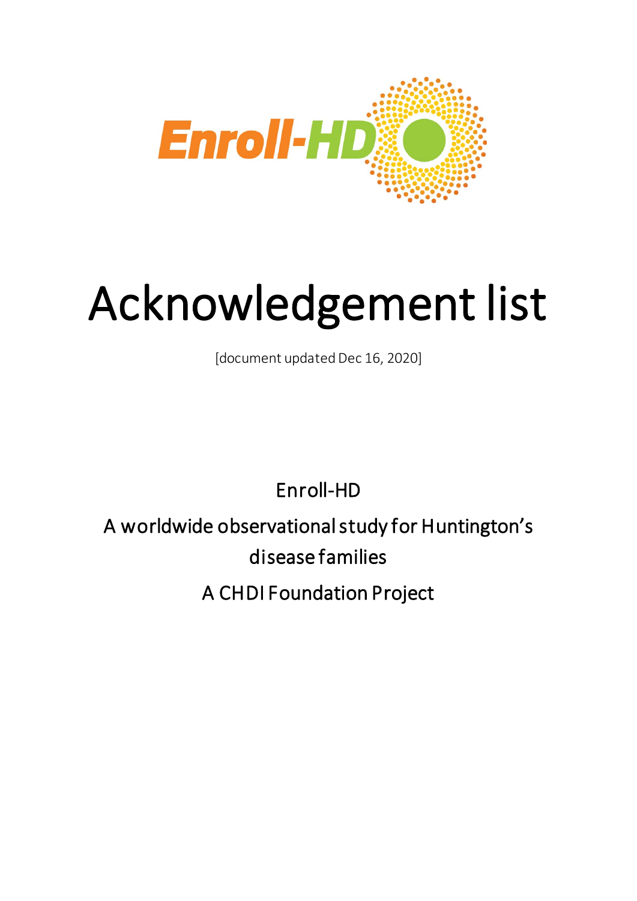Enroll-HD

# Acknowledgement list

[document updated Dec 16, 2020]

Enroll-HD

A worldwide observational study for Huntington's disease families

A CHDI Foundation Project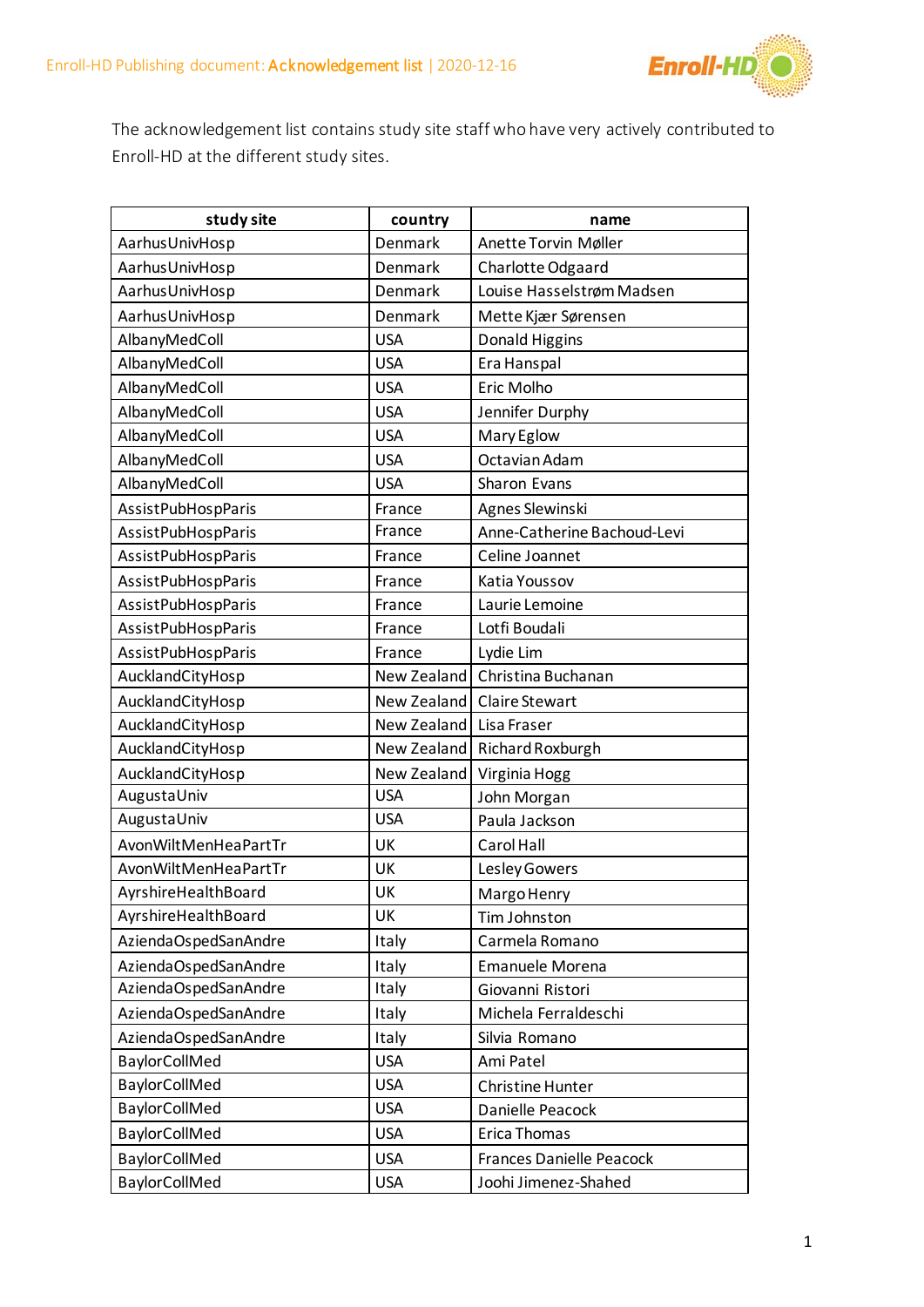The acknowledgement list contains study site staff who have very actively contributed to Enroll-HD at the different study sites.

| study site | country | name |
|---|---|---|
| AarhusUnivHosp | Denmark | Anette Torvin Møller |
| AarhusUnivHosp | Denmark | Charlotte Odgaard |
| AarhusUnivHosp | Denmark | Louise Hasselstrøm Madsen |
| AarhusUnivHosp | Denmark | Mette Kjær Sørensen |
| AlbanyMedColl | USA | Donald Higgins |
| AlbanyMedColl | USA | Era Hanspal |
| AlbanyMedColl | USA | Eric Molho |
| AlbanyMedColl | USA | Jennifer Durphy |
| AlbanyMedColl | USA | Mary Eglow |
| AlbanyMedColl | USA | Octavian Adam |
| AlbanyMedColl | USA | Sharon Evans |
| AssistPubHospParis | France | Agnes Slewinski |
| AssistPubHospParis | France | Anne-Catherine Bachoud-Levi |
| AssistPubHospParis | France | Celine Joannet |
| AssistPubHospParis | France | Katia Youssov |
| AssistPubHospParis | France | Laurie Lemoine |
| AssistPubHospParis | France | Lotfi Boudali |
| AssistPubHospParis | France | Lydie Lim |
| AucklandCityHosp | New Zealand | Christina Buchanan |
| AucklandCityHosp | New Zealand | Claire Stewart |
| AucklandCityHosp | New Zealand | Lisa Fraser |
| AucklandCityHosp | New Zealand | Richard Roxburgh |
| AucklandCityHosp | New Zealand | Virginia Hogg |
| AugustaUniv | USA | John Morgan |
| AugustaUniv | USA | Paula Jackson |
| AvonWiltMenHeaPartTr | UK | Carol Hall |
| AvonWiltMenHeaPartTr | UK | Lesley Gowers |
| AyrshireHealthBoard | UK | Margo Henry |
| AyrshireHealthBoard | UK | Tim Johnston |
| AziendaOspedSanAndre | Italy | Carmela Romano |
| AziendaOspedSanAndre | Italy | Emanuele Morena |
| AziendaOspedSanAndre | Italy | Giovanni Ristori |
| AziendaOspedSanAndre | Italy | Michela Ferraldeschi |
| AziendaOspedSanAndre | Italy | Silvia Romano |
| BaylorCollMed | USA | Ami Patel |
| BaylorCollMed | USA | Christine Hunter |
| BaylorCollMed | USA | Danielle Peacock |
| BaylorCollMed | USA | Erica Thomas |
| BaylorCollMed | USA | Frances Danielle Peacock |
| BaylorCollMed | USA | Joohi Jimenez-Shahed |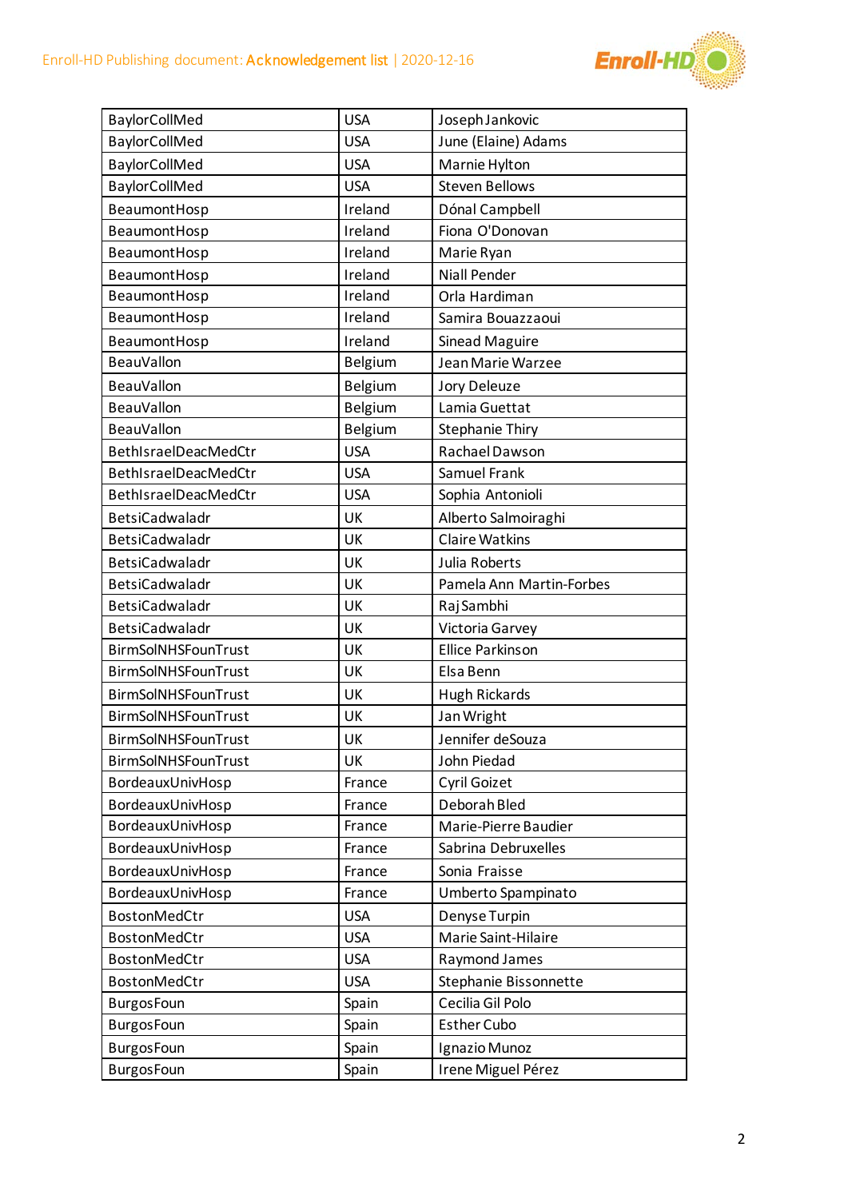| BaylorCollMed | USA | Joseph Jankovic |
|---|---|---|
| BaylorCollMed | USA | June (Elaine) Adams |
| BaylorCollMed | USA | Marnie Hylton |
| BaylorCollMed | USA | Steven Bellows |
| BeaumontHosp | Ireland | Dónal Campbell |
| BeaumontHosp | Ireland | Fiona O'Donovan |
| BeaumontHosp | Ireland | Marie Ryan |
| BeaumontHosp | Ireland | Niall Pender |
| BeaumontHosp | Ireland | Orla Hardiman |
| BeaumontHosp | Ireland | Samira Bouazzaoui |
| BeaumontHosp | Ireland | Sinead Maguire |
| BeauVallon | Belgium | Jean Marie Warzee |
| BeauVallon | Belgium | Jory Deleuze |
| BeauVallon | Belgium | Lamia Guettat |
| BeauVallon | Belgium | Stephanie Thiry |
| BethIsraelDeacMedCtr | USA | Rachael Dawson |
| BethIsraelDeacMedCtr | USA | Samuel Frank |
| BethIsraelDeacMedCtr | USA | Sophia Antonioli |
| BetsiCadwaladr | UK | Alberto Salmoiraghi |
| BetsiCadwaladr | UK | Claire Watkins |
| BetsiCadwaladr | UK | Julia Roberts |
| BetsiCadwaladr | UK | Pamela Ann Martin-Forbes |
| BetsiCadwaladr | UK | Raj Sambhi |
| BetsiCadwaladr | UK | Victoria Garvey |
| BirmSolNHSFounTrust | UK | Ellice Parkinson |
| BirmSolNHSFounTrust | UK | Elsa Benn |
| BirmSolNHSFounTrust | UK | Hugh Rickards |
| BirmSolNHSFounTrust | UK | Jan Wright |
| BirmSolNHSFounTrust | UK | Jennifer deSouza |
| BirmSolNHSFounTrust | UK | John Piedad |
| BordeauxUnivHosp | France | Cyril Goizet |
| BordeauxUnivHosp | France | Deborah Bled |
| BordeauxUnivHosp | France | Marie-Pierre Baudier |
| BordeauxUnivHosp | France | Sabrina Debruxelles |
| BordeauxUnivHosp | France | Sonia Fraisse |
| BordeauxUnivHosp | France | Umberto Spampinato |
| BostonMedCtr | USA | Denyse Turpin |
| BostonMedCtr | USA | Marie Saint-Hilaire |
| BostonMedCtr | USA | Raymond James |
| BostonMedCtr | USA | Stephanie Bissonnette |
| BurgosFoun | Spain | Cecilia Gil Polo |
| BurgosFoun | Spain | Esther Cubo |
| BurgosFoun | Spain | Ignazio Munoz |
| BurgosFoun | Spain | Irene Miguel Pérez |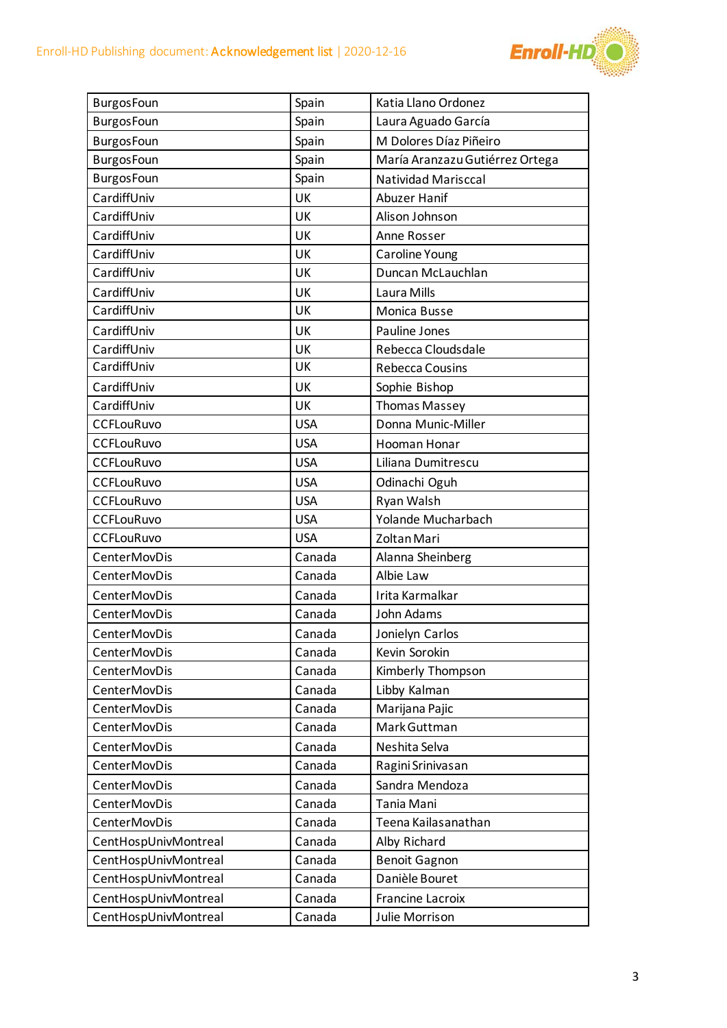| BurgosFoun | Spain | Katia Llano Ordonez |
|---|---|---|
| BurgosFoun | Spain | Laura Aguado García |
| BurgosFoun | Spain | M Dolores Díaz Piñeiro |
| BurgosFoun | Spain | María Aranzazu Gutiérrez Ortega |
| BurgosFoun | Spain | Natividad Mariscal |
| CardiffUniv | UK | Abuzer Hanif |
| CardiffUniv | UK | Alison Johnson |
| CardiffUniv | UK | Anne Rosser |
| CardiffUniv | UK | Caroline Young |
| CardiffUniv | UK | Duncan McLauchlan |
| CardiffUniv | UK | Laura Mills |
| CardiffUniv | UK | Monica Busse |
| CardiffUniv | UK | Pauline Jones |
| CardiffUniv | UK | Rebecca Cloudsdale |
| CardiffUniv | UK | Rebecca Cousins |
| CardiffUniv | UK | Sophie Bishop |
| CardiffUniv | UK | Thomas Massey |
| CCFLouRuvo | USA | Donna Munic-Miller |
| CCFLouRuvo | USA | Hooman Honar |
| CCFLouRuvo | USA | Liliana Dumitrescu |
| CCFLouRuvo | USA | Odinachi Oguh |
| CCFLouRuvo | USA | Ryan Walsh |
| CCFLouRuvo | USA | Yolande Mucharbach |
| CCFLouRuvo | USA | Zoltan Mari |
| CenterMovDis | Canada | Alanna Sheinberg |
| CenterMovDis | Canada | Albie Law |
| CenterMovDis | Canada | Irita Karmalkar |
| CenterMovDis | Canada | John Adams |
| CenterMovDis | Canada | Jonielyn Carlos |
| CenterMovDis | Canada | Kevin Sorokin |
| CenterMovDis | Canada | Kimberly Thompson |
| CenterMovDis | Canada | Libby Kalman |
| CenterMovDis | Canada | Marijana Pajic |
| CenterMovDis | Canada | Mark Guttman |
| CenterMovDis | Canada | Neshita Selva |
| CenterMovDis | Canada | Ragini Srinivasan |
| CenterMovDis | Canada | Sandra Mendoza |
| CenterMovDis | Canada | Tania Mani |
| CenterMovDis | Canada | Teena Kailasanathan |
| CentHospUnivMontreal | Canada | Alby Richard |
| CentHospUnivMontreal | Canada | Benoit Gagnon |
| CentHospUnivMontreal | Canada | Danièle Bouret |
| CentHospUnivMontreal | Canada | Francine Lacroix |
| CentHospUnivMontreal | Canada | Julie Morrison |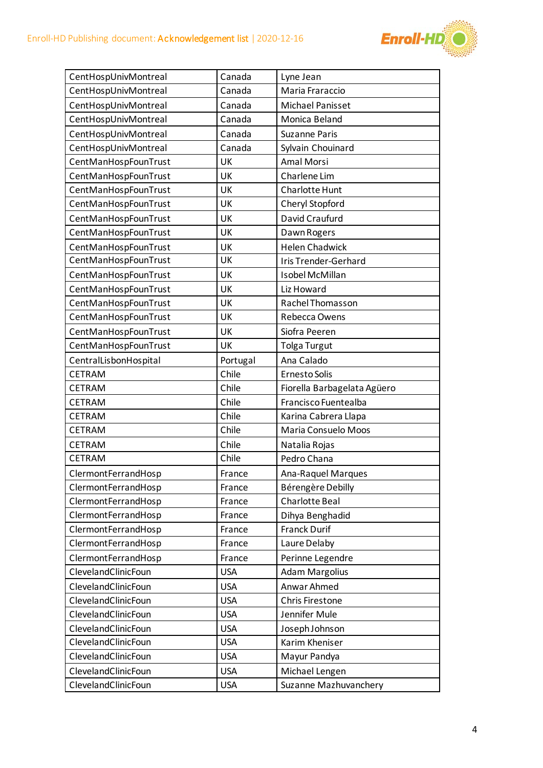| CentHospUnivMontreal | Canada | Lyne Jean |
|---|---|---|
| CentHospUnivMontreal | Canada | Maria Fraraccio |
| CentHospUnivMontreal | Canada | Michael Panisset |
| CentHospUnivMontreal | Canada | Monica Beland |
| CentHospUnivMontreal | Canada | Suzanne Paris |
| CentHospUnivMontreal | Canada | Sylvain Chouinard |
| CentManHospFounTrust | UK | Amal Morsi |
| CentManHospFounTrust | UK | Charlene Lim |
| CentManHospFounTrust | UK | Charlotte Hunt |
| CentManHospFounTrust | UK | Cheryl Stopford |
| CentManHospFounTrust | UK | David Craufurd |
| CentManHospFounTrust | UK | Dawn Rogers |
| CentManHospFounTrust | UK | Helen Chadwick |
| CentManHospFounTrust | UK | Iris Trender-Gerhard |
| CentManHospFounTrust | UK | Isobel McMillan |
| CentManHospFounTrust | UK | Liz Howard |
| CentManHospFounTrust | UK | Rachel Thomasson |
| CentManHospFounTrust | UK | Rebecca Owens |
| CentManHospFounTrust | UK | Siofra Peeren |
| CentManHospFounTrust | UK | Tolga Turgut |
| CentralLisbonHospital | Portugal | Ana Calado |
| CETRAM | Chile | Ernesto Solis |
| CETRAM | Chile | Fiorella Barbagelata Agüero |
| CETRAM | Chile | Francisco Fuentealba |
| CETRAM | Chile | Karina Cabrera Llapa |
| CETRAM | Chile | Maria Consuelo Moos |
| CETRAM | Chile | Natalia Rojas |
| CETRAM | Chile | Pedro Chana |
| ClermontFerrandHosp | France | Ana-Raquel Marques |
| ClermontFerrandHosp | France | Bérengère Debilly |
| ClermontFerrandHosp | France | Charlotte Beal |
| ClermontFerrandHosp | France | Dihya Benghadid |
| ClermontFerrandHosp | France | Franck Durif |
| ClermontFerrandHosp | France | Laure Delaby |
| ClermontFerrandHosp | France | Perinne Legendre |
| ClevelandClinicFoun | USA | Adam Margolius |
| ClevelandClinicFoun | USA | Anwar Ahmed |
| ClevelandClinicFoun | USA | Chris Firestone |
| ClevelandClinicFoun | USA | Jennifer Mule |
| ClevelandClinicFoun | USA | Joseph Johnson |
| ClevelandClinicFoun | USA | Karim Kheniser |
| ClevelandClinicFoun | USA | Mayur Pandya |
| ClevelandClinicFoun | USA | Michael Lengen |
| ClevelandClinicFoun | USA | Suzanne Mazhuvanchery |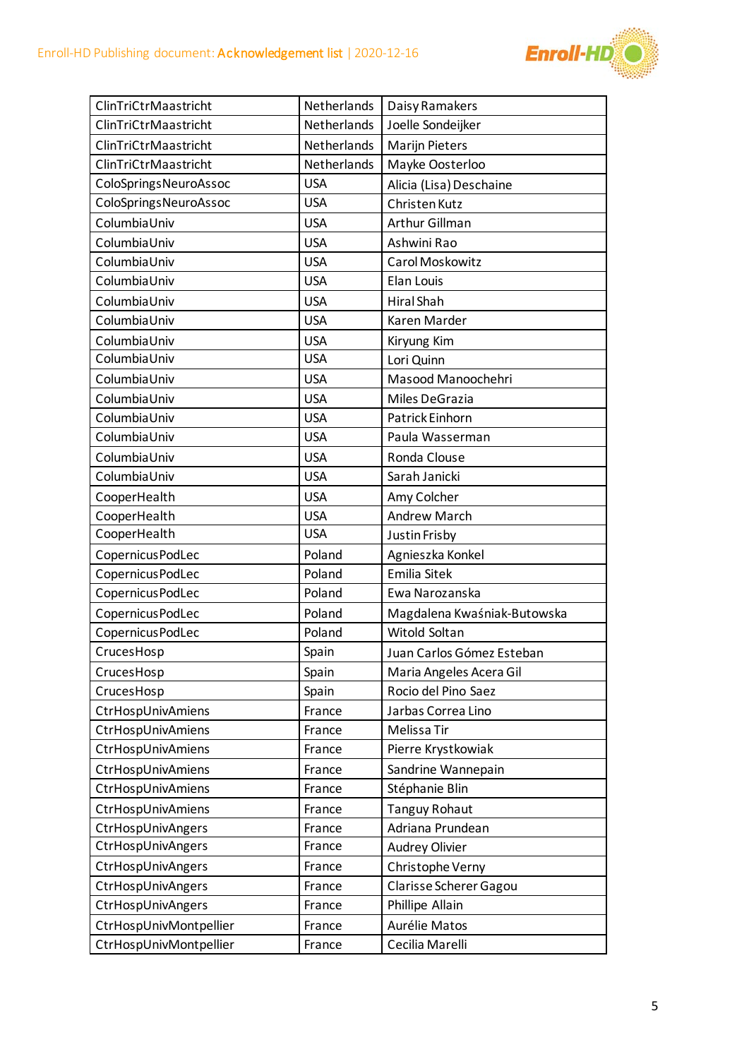| ClinTriCtrMaastricht | Netherlands | Daisy Ramakers |
|---|---|---|
| ClinTriCtrMaastricht | Netherlands | Joelle Sondeijker |
| ClinTriCtrMaastricht | Netherlands | Marijn Pieters |
| ClinTriCtrMaastricht | Netherlands | Mayke Oosterloo |
| ColoSpringsNeuroAssoc | USA | Alicia (Lisa) Deschaine |
| ColoSpringsNeuroAssoc | USA | Christen Kutz |
| ColumbiaUniv | USA | Arthur Gillman |
| ColumbiaUniv | USA | Ashwini Rao |
| ColumbiaUniv | USA | Carol Moskowitz |
| ColumbiaUniv | USA | Elan Louis |
| ColumbiaUniv | USA | Hiral Shah |
| ColumbiaUniv | USA | Karen Marder |
| ColumbiaUniv | USA | Kiryung Kim |
| ColumbiaUniv | USA | Lori Quinn |
| ColumbiaUniv | USA | Masood Manoochehri |
| ColumbiaUniv | USA | Miles DeGrazia |
| ColumbiaUniv | USA | Patrick Einhorn |
| ColumbiaUniv | USA | Paula Wasserman |
| ColumbiaUniv | USA | Ronda Clouse |
| ColumbiaUniv | USA | Sarah Janicki |
| CooperHealth | USA | Amy Colcher |
| CooperHealth | USA | Andrew March |
| CooperHealth | USA | Justin Frisby |
| CopernicusPodLec | Poland | Agnieszka Konkel |
| CopernicusPodLec | Poland | Emilia Sitek |
| CopernicusPodLec | Poland | Ewa Narozanska |
| CopernicusPodLec | Poland | Magdalena Kwaśniak-Butowska |
| CopernicusPodLec | Poland | Witold Soltan |
| CrucesHosp | Spain | Juan Carlos Gómez Esteban |
| CrucesHosp | Spain | Maria Angeles Acera Gil |
| CrucesHosp | Spain | Rocio del Pino Saez |
| CtrHospUnivAmiens | France | Jarbas Correa Lino |
| CtrHospUnivAmiens | France | Melissa Tir |
| CtrHospUnivAmiens | France | Pierre Krystkowiak |
| CtrHospUnivAmiens | France | Sandrine Wannepain |
| CtrHospUnivAmiens | France | Stéphanie Blin |
| CtrHospUnivAmiens | France | Tanguy Rohaut |
| CtrHospUnivAngers | France | Adriana Prundean |
| CtrHospUnivAngers | France | Audrey Olivier |
| CtrHospUnivAngers | France | Christophe Verny |
| CtrHospUnivAngers | France | Clarisse Scherer Gagou |
| CtrHospUnivAngers | France | Phillipe Allain |
| CtrHospUnivMontpellier | France | Aurélie Matos |
| CtrHospUnivMontpellier | France | Cecilia Marelli |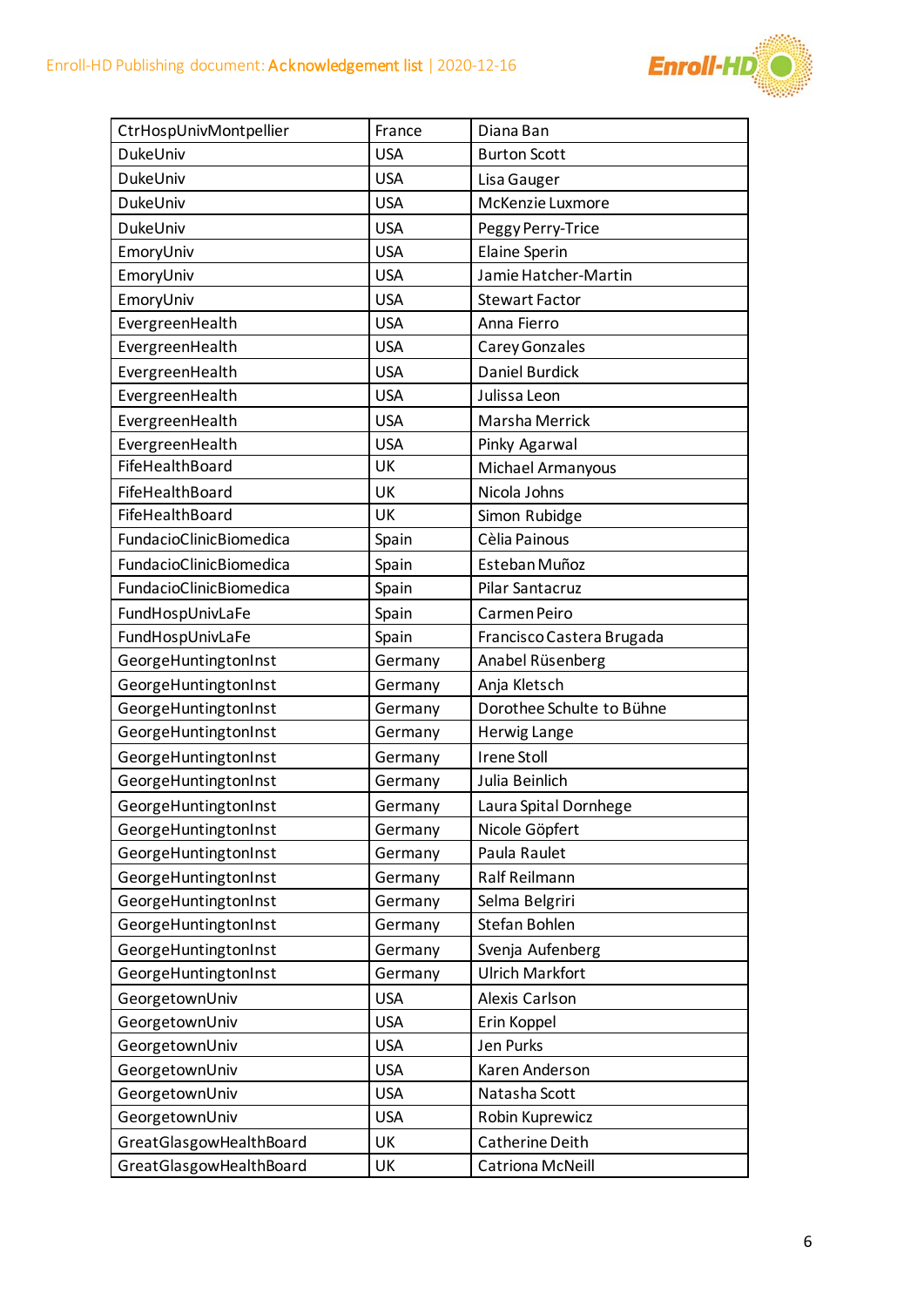| CtrHospUnivMontpellier | France | Diana Ban |
|---|---|---|
| DukeUniv | USA | Burton Scott |
| DukeUniv | USA | Lisa Gauger |
| DukeUniv | USA | McKenzie Luxmore |
| DukeUniv | USA | Peggy Perry-Trice |
| EmoryUniv | USA | Elaine Sperin |
| EmoryUniv | USA | Jamie Hatcher-Martin |
| EmoryUniv | USA | Stewart Factor |
| EvergreenHealth | USA | Anna Fierro |
| EvergreenHealth | USA | Carey Gonzales |
| EvergreenHealth | USA | Daniel Burdick |
| EvergreenHealth | USA | Julissa Leon |
| EvergreenHealth | USA | Marsha Merrick |
| EvergreenHealth | USA | Pinky Agarwal |
| FifeHealthBoard | UK | Michael Armanyous |
| FifeHealthBoard | UK | Nicola Johns |
| FifeHealthBoard | UK | Simon Rubidge |
| FundacioClinicBiomedica | Spain | Cèlia Painous |
| FundacioClinicBiomedica | Spain | Esteban Muñoz |
| FundacioClinicBiomedica | Spain | Pilar Santacruz |
| FundHospUnivLaFe | Spain | Carmen Peiro |
| FundHospUnivLaFe | Spain | Francisco Castera Brugada |
| GeorgeHuntingtonInst | Germany | Anabel Rüsenberg |
| GeorgeHuntingtonInst | Germany | Anja Kletsch |
| GeorgeHuntingtonInst | Germany | Dorothee Schulte to Bühne |
| GeorgeHuntingtonInst | Germany | Herwig Lange |
| GeorgeHuntingtonInst | Germany | Irene Stoll |
| GeorgeHuntingtonInst | Germany | Julia Beinlich |
| GeorgeHuntingtonInst | Germany | Laura Spital Dornhege |
| GeorgeHuntingtonInst | Germany | Nicole Göpfert |
| GeorgeHuntingtonInst | Germany | Paula Raulet |
| GeorgeHuntingtonInst | Germany | Ralf Reilmann |
| GeorgeHuntingtonInst | Germany | Selma Belgriri |
| GeorgeHuntingtonInst | Germany | Stefan Bohlen |
| GeorgeHuntingtonInst | Germany | Svenja Aufenberg |
| GeorgeHuntingtonInst | Germany | Ulrich Markfort |
| GeorgetownUniv | USA | Alexis Carlson |
| GeorgetownUniv | USA | Erin Koppel |
| GeorgetownUniv | USA | Jen Purks |
| GeorgetownUniv | USA | Karen Anderson |
| GeorgetownUniv | USA | Natasha Scott |
| GeorgetownUniv | USA | Robin Kuprewicz |
| GreatGlasgowHealthBoard | UK | Catherine Deith |
| GreatGlasgowHealthBoard | UK | Catriona McNeill |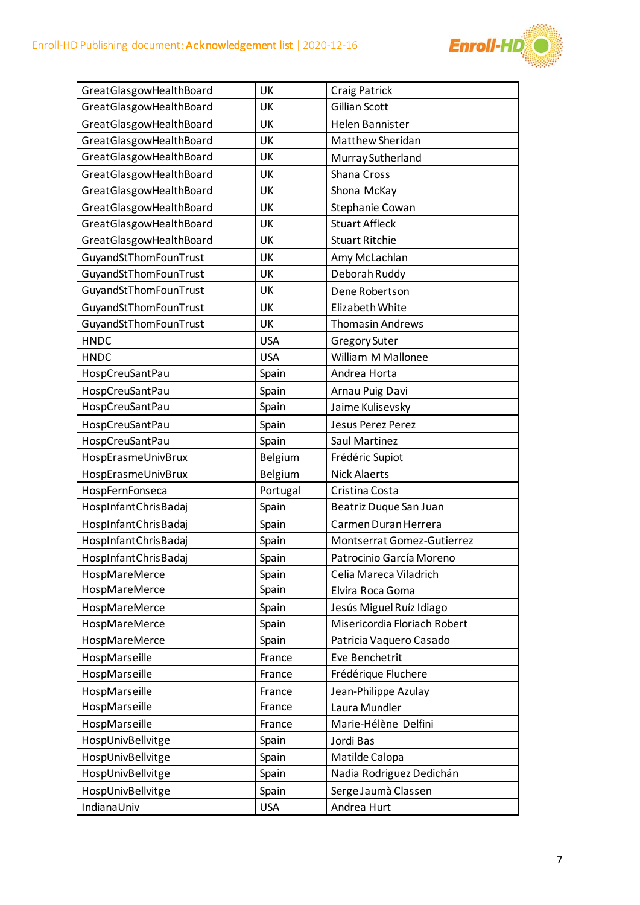| GreatGlasgowHealthBoard | UK | Craig Patrick |
|---|---|---|
| GreatGlasgowHealthBoard | UK | Gillian Scott |
| GreatGlasgowHealthBoard | UK | Helen Bannister |
| GreatGlasgowHealthBoard | UK | Matthew Sheridan |
| GreatGlasgowHealthBoard | UK | Murray Sutherland |
| GreatGlasgowHealthBoard | UK | Shana Cross |
| GreatGlasgowHealthBoard | UK | Shona McKay |
| GreatGlasgowHealthBoard | UK | Stephanie Cowan |
| GreatGlasgowHealthBoard | UK | Stuart Affleck |
| GreatGlasgowHealthBoard | UK | Stuart Ritchie |
| GuyandStThomFounTrust | UK | Amy McLachlan |
| GuyandStThomFounTrust | UK | Deborah Ruddy |
| GuyandStThomFounTrust | UK | Dene Robertson |
| GuyandStThomFounTrust | UK | Elizabeth White |
| GuyandStThomFounTrust | UK | Thomasin Andrews |
| HNDC | USA | Gregory Suter |
| HNDC | USA | William M Mallonee |
| HospCreuSantPau | Spain | Andrea Horta |
| HospCreuSantPau | Spain | Arnau Puig Davi |
| HospCreuSantPau | Spain | Jaime Kulisevsky |
| HospCreuSantPau | Spain | Jesus Perez Perez |
| HospCreuSantPau | Spain | Saul Martinez |
| HospErasmeUnivBrux | Belgium | Frédéric Supiot |
| HospErasmeUnivBrux | Belgium | Nick Alaerts |
| HospFernFonseca | Portugal | Cristina Costa |
| HospInfantChrisBadaj | Spain | Beatriz Duque San Juan |
| HospInfantChrisBadaj | Spain | Carmen Duran Herrera |
| HospInfantChrisBadaj | Spain | Montserrat Gomez-Gutierrez |
| HospInfantChrisBadaj | Spain | Patrocinio García Moreno |
| HospMareMerce | Spain | Celia Mareca Viladrich |
| HospMareMerce | Spain | Elvira Roca Goma |
| HospMareMerce | Spain | Jesús Miguel Ruíz Idiago |
| HospMareMerce | Spain | Misericordia Floriach Robert |
| HospMareMerce | Spain | Patricia Vaquero Casado |
| HospMarseille | France | Eve Benchetrit |
| HospMarseille | France | Frédérique Fluchere |
| HospMarseille | France | Jean-Philippe Azulay |
| HospMarseille | France | Laura Mundler |
| HospMarseille | France | Marie-Hélène Delfini |
| HospUnivBellvitge | Spain | Jordi Bas |
| HospUnivBellvitge | Spain | Matilde Calopa |
| HospUnivBellvitge | Spain | Nadia Rodriguez Dedichán |
| HospUnivBellvitge | Spain | Serge Jaumà Classen |
| IndianaUniv | USA | Andrea Hurt |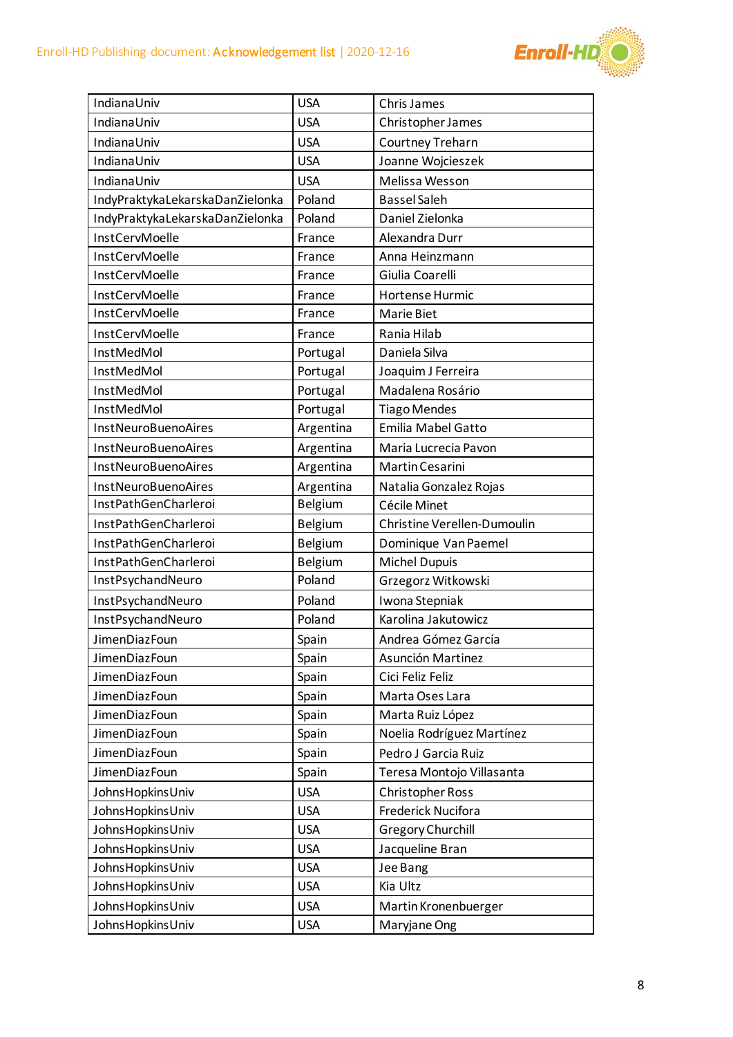| IndianaUniv | USA | Chris James |
|---|---|---|
| IndianaUniv | USA | Christopher James |
| IndianaUniv | USA | Courtney Treharn |
| IndianaUniv | USA | Joanne Wojcieszek |
| IndianaUniv | USA | Melissa Wesson |
| IndyPraktykaLekarskaDanZielonka | Poland | Bassel Saleh |
| IndyPraktykaLekarskaDanZielonka | Poland | Daniel Zielonka |
| InstCervMoelle | France | Alexandra Durr |
| InstCervMoelle | France | Anna Heinzmann |
| InstCervMoelle | France | Giulia Coarelli |
| InstCervMoelle | France | Hortense Hurmic |
| InstCervMoelle | France | Marie Biet |
| InstCervMoelle | France | Rania Hilab |
| InstMedMol | Portugal | Daniela Silva |
| InstMedMol | Portugal | Joaquim J Ferreira |
| InstMedMol | Portugal | Madalena Rosário |
| InstMedMol | Portugal | Tiago Mendes |
| InstNeuroBuenoAires | Argentina | Emilia Mabel Gatto |
| InstNeuroBuenoAires | Argentina | Maria Lucrecia Pavon |
| InstNeuroBuenoAires | Argentina | Martin Cesarini |
| InstNeuroBuenoAires | Argentina | Natalia Gonzalez Rojas |
| InstPathGenCharleroi | Belgium | Cécile Minet |
| InstPathGenCharleroi | Belgium | Christine Verellen-Dumoulin |
| InstPathGenCharleroi | Belgium | Dominique Van Paemel |
| InstPathGenCharleroi | Belgium | Michel Dupuis |
| InstPsychandNeuro | Poland | Grzegorz Witkowski |
| InstPsychandNeuro | Poland | Iwona Stepniak |
| InstPsychandNeuro | Poland | Karolina Jakutowicz |
| JimenDiazFoun | Spain | Andrea Gómez García |
| JimenDiazFoun | Spain | Asunción Martinez |
| JimenDiazFoun | Spain | Cici Feliz Feliz |
| JimenDiazFoun | Spain | Marta Oses Lara |
| JimenDiazFoun | Spain | Marta Ruiz López |
| JimenDiazFoun | Spain | Noelia Rodríguez Martínez |
| JimenDiazFoun | Spain | Pedro J Garcia Ruiz |
| JimenDiazFoun | Spain | Teresa Montojo Villasanta |
| JohnsHopkinsUniv | USA | Christopher Ross |
| JohnsHopkinsUniv | USA | Frederick Nucifora |
| JohnsHopkinsUniv | USA | Gregory Churchill |
| JohnsHopkinsUniv | USA | Jacqueline Bran |
| JohnsHopkinsUniv | USA | Jee Bang |
| JohnsHopkinsUniv | USA | Kia Ultz |
| JohnsHopkinsUniv | USA | Martin Kronenbuerger |
| JohnsHopkinsUniv | USA | Maryjane Ong |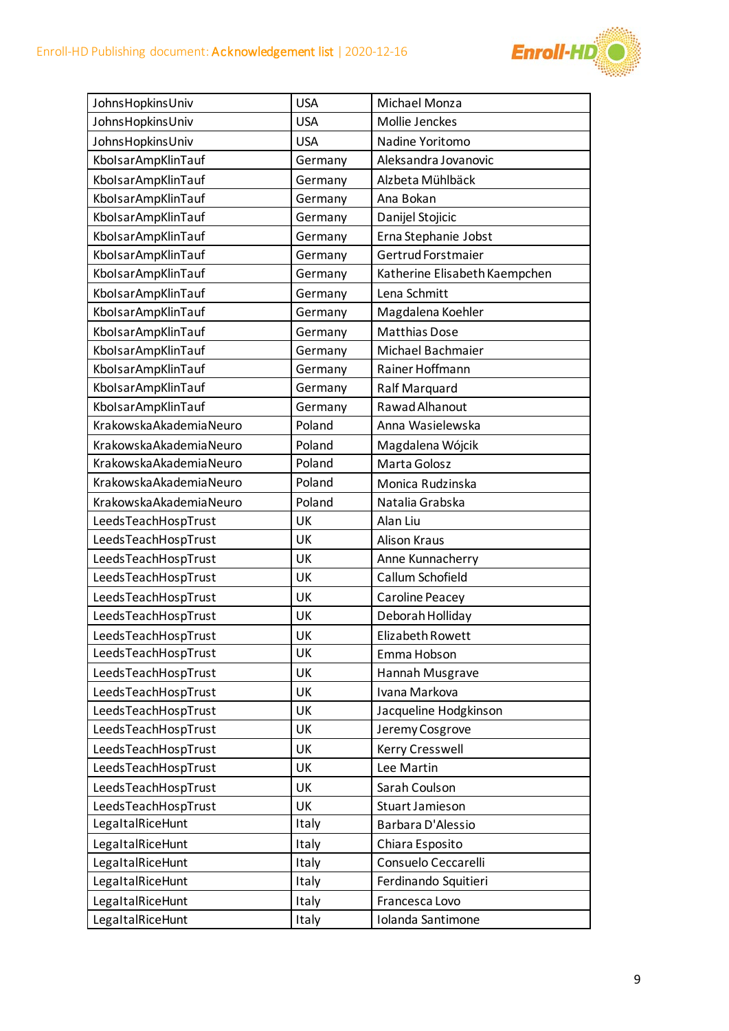| JohnsHopkinsUniv | USA | Michael Monza |
|---|---|---|
| JohnsHopkinsUniv | USA | Mollie Jenckes |
| JohnsHopkinsUniv | USA | Nadine Yoritomo |
| KbolsarAmpKlinTauf | Germany | Aleksandra Jovanovic |
| KbolsarAmpKlinTauf | Germany | Alzbeta Mühlbäck |
| KbolsarAmpKlinTauf | Germany | Ana Bokan |
| KbolsarAmpKlinTauf | Germany | Danijel Stojicic |
| KbolsarAmpKlinTauf | Germany | Erna Stephanie Jobst |
| KbolsarAmpKlinTauf | Germany | Gertrud Forstmaier |
| KbolsarAmpKlinTauf | Germany | Katherine Elisabeth Kaempchen |
| KbolsarAmpKlinTauf | Germany | Lena Schmitt |
| KbolsarAmpKlinTauf | Germany | Magdalena Koehler |
| KbolsarAmpKlinTauf | Germany | Matthias Dose |
| KbolsarAmpKlinTauf | Germany | Michael Bachmaier |
| KbolsarAmpKlinTauf | Germany | Rainer Hoffmann |
| KbolsarAmpKlinTauf | Germany | Ralf Marquard |
| KbolsarAmpKlinTauf | Germany | Rawad Alhanout |
| KrakowskaAkademiaNeuro | Poland | Anna Wasielewska |
| KrakowskaAkademiaNeuro | Poland | Magdalena Wójcik |
| KrakowskaAkademiaNeuro | Poland | Marta Golosz |
| KrakowskaAkademiaNeuro | Poland | Monica Rudzinska |
| KrakowskaAkademiaNeuro | Poland | Natalia Grabska |
| LeedsTeachHospTrust | UK | Alan Liu |
| LeedsTeachHospTrust | UK | Alison Kraus |
| LeedsTeachHospTrust | UK | Anne Kunnacherry |
| LeedsTeachHospTrust | UK | Callum Schofield |
| LeedsTeachHospTrust | UK | Caroline Peacey |
| LeedsTeachHospTrust | UK | Deborah Holliday |
| LeedsTeachHospTrust | UK | Elizabeth Rowett |
| LeedsTeachHospTrust | UK | Emma Hobson |
| LeedsTeachHospTrust | UK | Hannah Musgrave |
| LeedsTeachHospTrust | UK | Ivana Markova |
| LeedsTeachHospTrust | UK | Jacqueline Hodgkinson |
| LeedsTeachHospTrust | UK | Jeremy Cosgrove |
| LeedsTeachHospTrust | UK | Kerry Cresswell |
| LeedsTeachHospTrust | UK | Lee Martin |
| LeedsTeachHospTrust | UK | Sarah Coulson |
| LeedsTeachHospTrust | UK | Stuart Jamieson |
| LegaItalRiceHunt | Italy | Barbara D'Alessio |
| LegaItalRiceHunt | Italy | Chiara Esposito |
| LegaItalRiceHunt | Italy | Consuelo Ceccarelli |
| LegaItalRiceHunt | Italy | Ferdinando Squitieri |
| LegaItalRiceHunt | Italy | Francesca Lovo |
| LegaItalRiceHunt | Italy | Iolanda Santimone |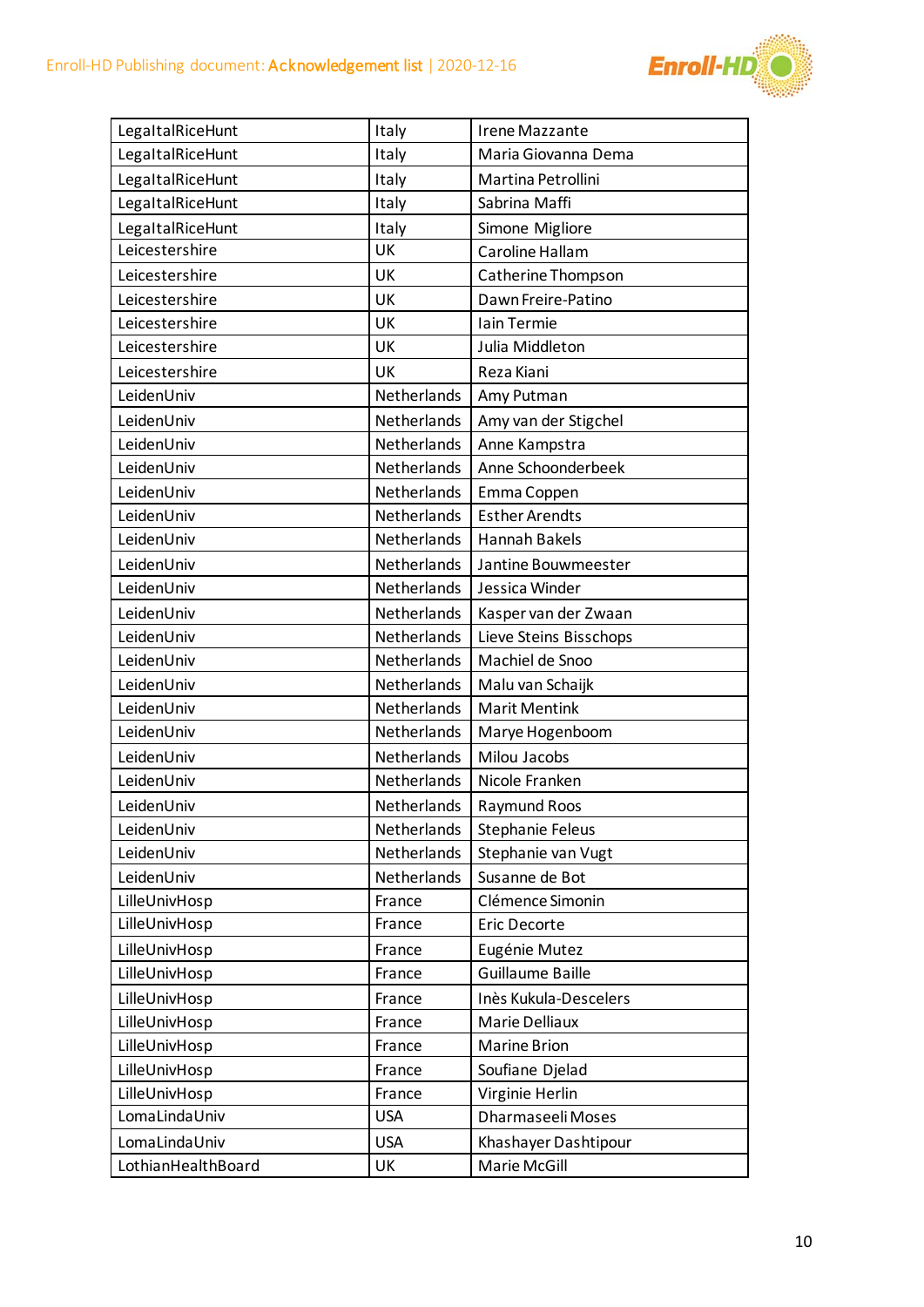| LegaItalRiceHunt | Italy | Irene Mazzante |
|---|---|---|
| LegaItalRiceHunt | Italy | Maria Giovanna Dema |
| LegaItalRiceHunt | Italy | Martina Petrollini |
| LegaItalRiceHunt | Italy | Sabrina Maffi |
| LegaItalRiceHunt | Italy | Simone Migliore |
| Leicestershire | UK | Caroline Hallam |
| Leicestershire | UK | Catherine Thompson |
| Leicestershire | UK | Dawn Freire-Patino |
| Leicestershire | UK | Iain Termie |
| Leicestershire | UK | Julia Middleton |
| Leicestershire | UK | Reza Kiani |
| LeidenUniv | Netherlands | Amy Putman |
| LeidenUniv | Netherlands | Amy van der Stigchel |
| LeidenUniv | Netherlands | Anne Kampstra |
| LeidenUniv | Netherlands | Anne Schoonderbeek |
| LeidenUniv | Netherlands | Emma Coppen |
| LeidenUniv | Netherlands | Esther Arendts |
| LeidenUniv | Netherlands | Hannah Bakels |
| LeidenUniv | Netherlands | Jantine Bouwmeester |
| LeidenUniv | Netherlands | Jessica Winder |
| LeidenUniv | Netherlands | Kasper van der Zwaan |
| LeidenUniv | Netherlands | Lieve Steins Bisschops |
| LeidenUniv | Netherlands | Machiel de Snoo |
| LeidenUniv | Netherlands | Malu van Schaijk |
| LeidenUniv | Netherlands | Marit Mentink |
| LeidenUniv | Netherlands | Marye Hogenboom |
| LeidenUniv | Netherlands | Milou Jacobs |
| LeidenUniv | Netherlands | Nicole Franken |
| LeidenUniv | Netherlands | Raymund Roos |
| LeidenUniv | Netherlands | Stephanie Feleus |
| LeidenUniv | Netherlands | Stephanie van Vugt |
| LeidenUniv | Netherlands | Susanne de Bot |
| LilleUnivHosp | France | Clémence Simonin |
| LilleUnivHosp | France | Eric Decorte |
| LilleUnivHosp | France | Eugénie Mutez |
| LilleUnivHosp | France | Guillaume Baille |
| LilleUnivHosp | France | Inès Kukula-Descelers |
| LilleUnivHosp | France | Marie Delliaux |
| LilleUnivHosp | France | Marine Brion |
| LilleUnivHosp | France | Soufiane Djelad |
| LilleUnivHosp | France | Virginie Herlin |
| LomaLindaUniv | USA | Dharmaseeli Moses |
| LomaLindaUniv | USA | Khashayer Dashtipour |
| LothianHealthBoard | UK | Marie McGill |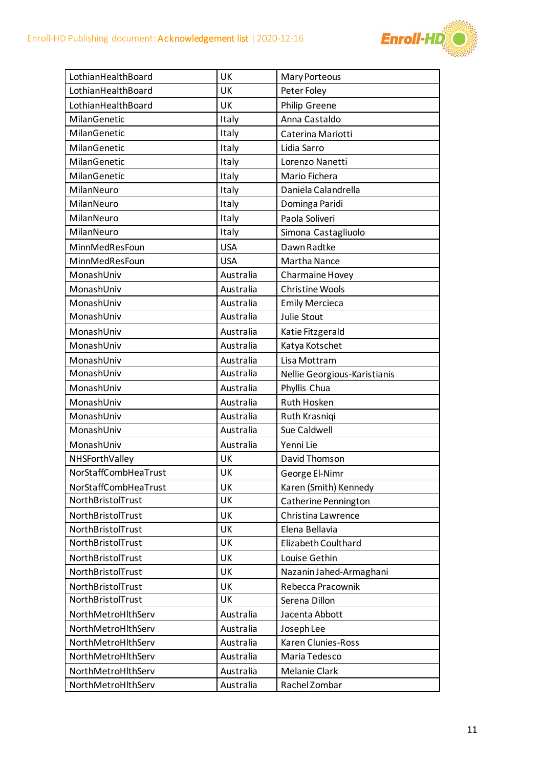| LothianHealthBoard | UK | Mary Porteous |
|---|---|---|
| LothianHealthBoard | UK | Peter Foley |
| LothianHealthBoard | UK | Philip Greene |
| MilanGenetic | Italy | Anna Castaldo |
| MilanGenetic | Italy | Caterina Mariotti |
| MilanGenetic | Italy | Lidia Sarro |
| MilanGenetic | Italy | Lorenzo Nanetti |
| MilanGenetic | Italy | Mario Fichera |
| MilanNeuro | Italy | Daniela Calandrella |
| MilanNeuro | Italy | Dominga Paridi |
| MilanNeuro | Italy | Paola Soliveri |
| MilanNeuro | Italy | Simona Castagliuolo |
| MinnMedResFoun | USA | Dawn Radtke |
| MinnMedResFoun | USA | Martha Nance |
| MonashUniv | Australia | Charmaine Hovey |
| MonashUniv | Australia | Christine Wools |
| MonashUniv | Australia | Emily Mercieca |
| MonashUniv | Australia | Julie Stout |
| MonashUniv | Australia | Katie Fitzgerald |
| MonashUniv | Australia | Katya Kotschet |
| MonashUniv | Australia | Lisa Mottram |
| MonashUniv | Australia | Nellie Georgious-Karistianis |
| MonashUniv | Australia | Phyllis Chua |
| MonashUniv | Australia | Ruth Hosken |
| MonashUniv | Australia | Ruth Krasniqi |
| MonashUniv | Australia | Sue Caldwell |
| MonashUniv | Australia | Yenni Lie |
| NHSForthValley | UK | David Thomson |
| NorStaffCombHeaTrust | UK | George El-Nimr |
| NorStaffCombHeaTrust | UK | Karen (Smith) Kennedy |
| NorthBristolTrust | UK | Catherine Pennington |
| NorthBristolTrust | UK | Christina Lawrence |
| NorthBristolTrust | UK | Elena Bellavia |
| NorthBristolTrust | UK | Elizabeth Coulthard |
| NorthBristolTrust | UK | Louise Gethin |
| NorthBristolTrust | UK | Nazanin Jahed-Armaghani |
| NorthBristolTrust | UK | Rebecca Pracownik |
| NorthBristolTrust | UK | Serena Dillon |
| NorthMetroHlthServ | Australia | Jacenta Abbott |
| NorthMetroHlthServ | Australia | Joseph Lee |
| NorthMetroHlthServ | Australia | Karen Clunies-Ross |
| NorthMetroHlthServ | Australia | Maria Tedesco |
| NorthMetroHlthServ | Australia | Melanie Clark |
| NorthMetroHlthServ | Australia | Rachel Zombar |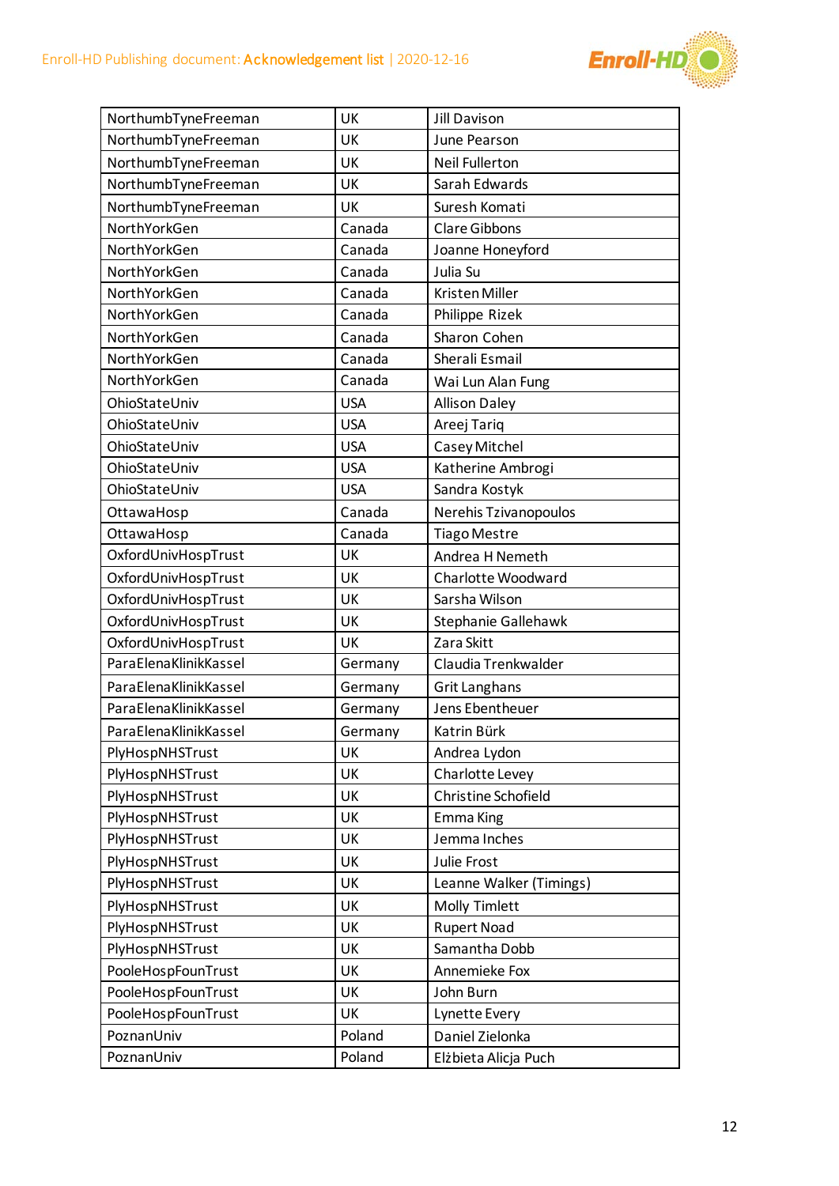| | | |
|---|---|---|
| NorthumbTyneFreeman | UK | Jill Davison |
| NorthumbTyneFreeman | UK | June Pearson |
| NorthumbTyneFreeman | UK | Neil Fullerton |
| NorthumbTyneFreeman | UK | Sarah Edwards |
| NorthumbTyneFreeman | UK | Suresh Komati |
| NorthYorkGen | Canada | Clare Gibbons |
| NorthYorkGen | Canada | Joanne Honeyford |
| NorthYorkGen | Canada | Julia Su |
| NorthYorkGen | Canada | Kristen Miller |
| NorthYorkGen | Canada | Philippe Rizek |
| NorthYorkGen | Canada | Sharon Cohen |
| NorthYorkGen | Canada | Sherali Esmail |
| NorthYorkGen | Canada | Wai Lun Alan Fung |
| OhioStateUniv | USA | Allison Daley |
| OhioStateUniv | USA | Areej Tariq |
| OhioStateUniv | USA | Casey Mitchel |
| OhioStateUniv | USA | Katherine Ambrogi |
| OhioStateUniv | USA | Sandra Kostyk |
| OttawaHosp | Canada | Nerehis Tzivanopoulos |
| OttawaHosp | Canada | Tiago Mestre |
| OxfordUnivHospTrust | UK | Andrea H Nemeth |
| OxfordUnivHospTrust | UK | Charlotte Woodward |
| OxfordUnivHospTrust | UK | Sarsha Wilson |
| OxfordUnivHospTrust | UK | Stephanie Gallehawk |
| OxfordUnivHospTrust | UK | Zara Skitt |
| ParaElenaKlinikKassel | Germany | Claudia Trenkwalder |
| ParaElenaKlinikKassel | Germany | Grit Langhans |
| ParaElenaKlinikKassel | Germany | Jens Ebentheuer |
| ParaElenaKlinikKassel | Germany | Katrin Bürk |
| PlyHospNHSTrust | UK | Andrea Lydon |
| PlyHospNHSTrust | UK | Charlotte Levey |
| PlyHospNHSTrust | UK | Christine Schofield |
| PlyHospNHSTrust | UK | Emma King |
| PlyHospNHSTrust | UK | Jemma Inches |
| PlyHospNHSTrust | UK | Julie Frost |
| PlyHospNHSTrust | UK | Leanne Walker (Timings) |
| PlyHospNHSTrust | UK | Molly Timlett |
| PlyHospNHSTrust | UK | Rupert Noad |
| PlyHospNHSTrust | UK | Samantha Dobb |
| PooleHospFounTrust | UK | Annemieke Fox |
| PooleHospFounTrust | UK | John Burn |
| PooleHospFounTrust | UK | Lynette Every |
| PoznanUniv | Poland | Daniel Zielonka |
| PoznanUniv | Poland | Elżbieta Alicja Puch |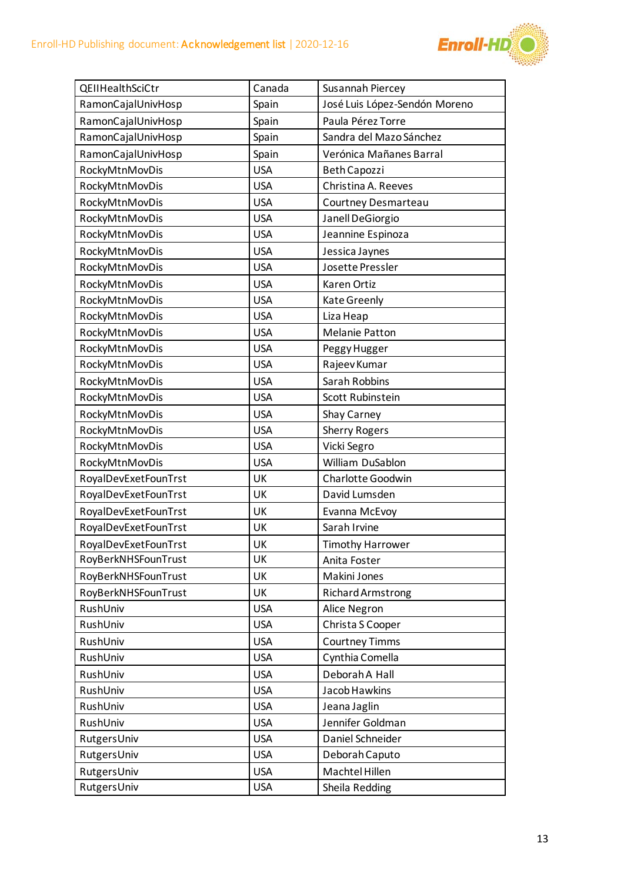| QEIIHealthSciCtr | Canada | Susannah Piercey |
|---|---|---|
| RamonCajalUnivHosp | Spain | José Luis López-Sendón Moreno |
| RamonCajalUnivHosp | Spain | Paula Pérez Torre |
| RamonCajalUnivHosp | Spain | Sandra del Mazo Sánchez |
| RamonCajalUnivHosp | Spain | Verónica Mañanes Barral |
| RockyMtnMovDis | USA | Beth Capozzi |
| RockyMtnMovDis | USA | Christina A. Reeves |
| RockyMtnMovDis | USA | Courtney Desmarteau |
| RockyMtnMovDis | USA | Janell DeGiorgio |
| RockyMtnMovDis | USA | Jeannine Espinoza |
| RockyMtnMovDis | USA | Jessica Jaynes |
| RockyMtnMovDis | USA | Josette Pressler |
| RockyMtnMovDis | USA | Karen Ortiz |
| RockyMtnMovDis | USA | Kate Greenly |
| RockyMtnMovDis | USA | Liza Heap |
| RockyMtnMovDis | USA | Melanie Patton |
| RockyMtnMovDis | USA | Peggy Hugger |
| RockyMtnMovDis | USA | Rajeev Kumar |
| RockyMtnMovDis | USA | Sarah Robbins |
| RockyMtnMovDis | USA | Scott Rubinstein |
| RockyMtnMovDis | USA | Shay Carney |
| RockyMtnMovDis | USA | Sherry Rogers |
| RockyMtnMovDis | USA | Vicki Segro |
| RockyMtnMovDis | USA | William DuSablon |
| RoyalDevExetFounTrst | UK | Charlotte Goodwin |
| RoyalDevExetFounTrst | UK | David Lumsden |
| RoyalDevExetFounTrst | UK | Evanna McEvoy |
| RoyalDevExetFounTrst | UK | Sarah Irvine |
| RoyalDevExetFounTrst | UK | Timothy Harrower |
| RoyBerkNHSFounTrust | UK | Anita Foster |
| RoyBerkNHSFounTrust | UK | Makini Jones |
| RoyBerkNHSFounTrust | UK | Richard Armstrong |
| RushUniv | USA | Alice Negron |
| RushUniv | USA | Christa S Cooper |
| RushUniv | USA | Courtney Timms |
| RushUniv | USA | Cynthia Comella |
| RushUniv | USA | Deborah A Hall |
| RushUniv | USA | Jacob Hawkins |
| RushUniv | USA | Jeana Jaglin |
| RushUniv | USA | Jennifer Goldman |
| RutgersUniv | USA | Daniel Schneider |
| RutgersUniv | USA | Deborah Caputo |
| RutgersUniv | USA | Machtel Hillen |
| RutgersUniv | USA | Sheila Redding |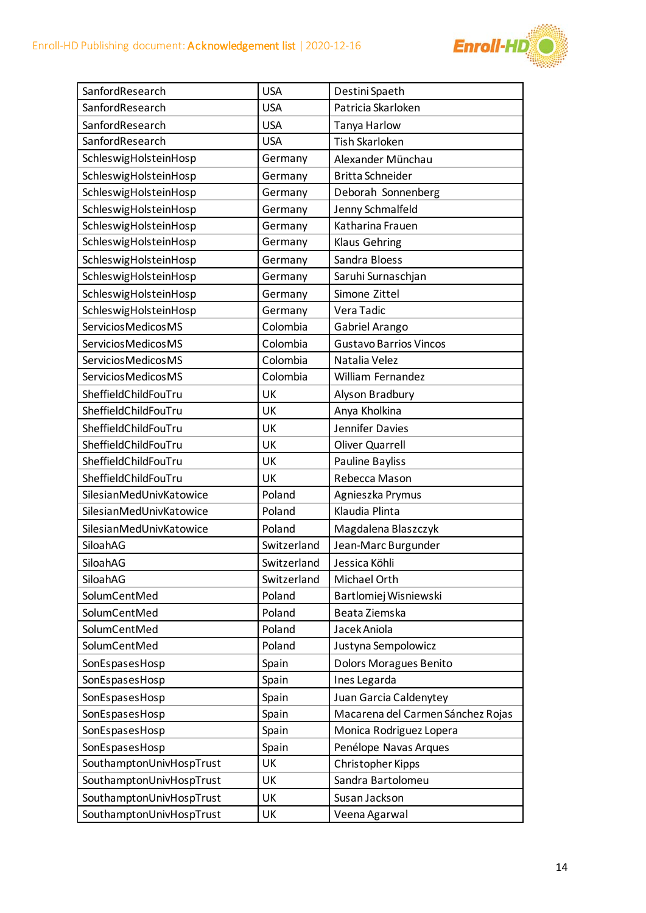| SanfordResearch | USA | Destini Spaeth |
|---|---|---|
| SanfordResearch | USA | Patricia Skarloken |
| SanfordResearch | USA | Tanya Harlow |
| SanfordResearch | USA | Tish Skarloken |
| SchleswigHolsteinHosp | Germany | Alexander Münchau |
| SchleswigHolsteinHosp | Germany | Britta Schneider |
| SchleswigHolsteinHosp | Germany | Deborah Sonnenberg |
| SchleswigHolsteinHosp | Germany | Jenny Schmalfeld |
| SchleswigHolsteinHosp | Germany | Katharina Frauen |
| SchleswigHolsteinHosp | Germany | Klaus Gehring |
| SchleswigHolsteinHosp | Germany | Sandra Bloess |
| SchleswigHolsteinHosp | Germany | Saruhi Surnaschjan |
| SchleswigHolsteinHosp | Germany | Simone Zittel |
| SchleswigHolsteinHosp | Germany | Vera Tadic |
| ServiciosMedicosMS | Colombia | Gabriel Arango |
| ServiciosMedicosMS | Colombia | Gustavo Barrios Vincos |
| ServiciosMedicosMS | Colombia | Natalia Velez |
| ServiciosMedicosMS | Colombia | William Fernandez |
| SheffieldChildFouTru | UK | Alyson Bradbury |
| SheffieldChildFouTru | UK | Anya Kholkina |
| SheffieldChildFouTru | UK | Jennifer Davies |
| SheffieldChildFouTru | UK | Oliver Quarrell |
| SheffieldChildFouTru | UK | Pauline Bayliss |
| SheffieldChildFouTru | UK | Rebecca Mason |
| SilesianMedUnivKatowice | Poland | Agnieszka Prymus |
| SilesianMedUnivKatowice | Poland | Klaudia Plinta |
| SilesianMedUnivKatowice | Poland | Magdalena Blaszczyk |
| SiloahAG | Switzerland | Jean-Marc Burgunder |
| SiloahAG | Switzerland | Jessica Köhli |
| SiloahAG | Switzerland | Michael Orth |
| SolumCentMed | Poland | Bartlomiej Wisniewski |
| SolumCentMed | Poland | Beata Ziemska |
| SolumCentMed | Poland | Jacek Aniola |
| SolumCentMed | Poland | Justyna Sempolowicz |
| SonEspasesHosp | Spain | Dolors Moragues Benito |
| SonEspasesHosp | Spain | Ines Legarda |
| SonEspasesHosp | Spain | Juan Garcia Caldentey |
| SonEspasesHosp | Spain | Macarena del Carmen Sánchez Rojas |
| SonEspasesHosp | Spain | Monica Rodriguez Lopera |
| SonEspasesHosp | Spain | Penélope Navas Arques |
| SouthamptonUnivHospTrust | UK | Christopher Kipps |
| SouthamptonUnivHospTrust | UK | Sandra Bartolomeu |
| SouthamptonUnivHospTrust | UK | Susan Jackson |
| SouthamptonUnivHospTrust | UK | Veena Agarwal |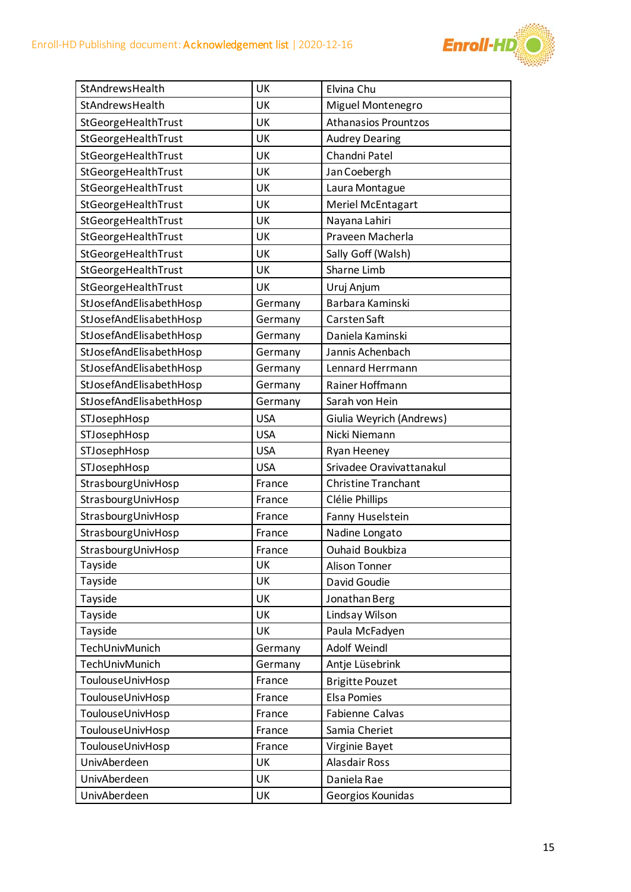| StAndrewsHealth | UK | Elvina Chu |
|---|---|---|
| StAndrewsHealth | UK | Miguel Montenegro |
| StGeorgeHealthTrust | UK | Athanasios Prountzos |
| StGeorgeHealthTrust | UK | Audrey Dearing |
| StGeorgeHealthTrust | UK | Chandni Patel |
| StGeorgeHealthTrust | UK | Jan Coebergh |
| StGeorgeHealthTrust | UK | Laura Montague |
| StGeorgeHealthTrust | UK | Meriel McEntagart |
| StGeorgeHealthTrust | UK | Nayana Lahiri |
| StGeorgeHealthTrust | UK | Praveen Macherla |
| StGeorgeHealthTrust | UK | Sally Goff (Walsh) |
| StGeorgeHealthTrust | UK | Sharne Limb |
| StGeorgeHealthTrust | UK | Uruj Anjum |
| StJosefAndElisabethHosp | Germany | Barbara Kaminski |
| StJosefAndElisabethHosp | Germany | Carsten Saft |
| StJosefAndElisabethHosp | Germany | Daniela Kaminski |
| StJosefAndElisabethHosp | Germany | Jannis Achenbach |
| StJosefAndElisabethHosp | Germany | Lennard Herrmann |
| StJosefAndElisabethHosp | Germany | Rainer Hoffmann |
| StJosefAndElisabethHosp | Germany | Sarah von Hein |
| STJosephHosp | USA | Giulia Weyrich (Andrews) |
| STJosephHosp | USA | Nicki Niemann |
| STJosephHosp | USA | Ryan Heeney |
| STJosephHosp | USA | Srivadee Oravivattanakul |
| StrasbourgUnivHosp | France | Christine Tranchant |
| StrasbourgUnivHosp | France | Clélie Phillips |
| StrasbourgUnivHosp | France | Fanny Huselstein |
| StrasbourgUnivHosp | France | Nadine Longato |
| StrasbourgUnivHosp | France | Ouhaid Boukbiza |
| Tayside | UK | Alison Tonner |
| Tayside | UK | David Goudie |
| Tayside | UK | Jonathan Berg |
| Tayside | UK | Lindsay Wilson |
| Tayside | UK | Paula McFadyen |
| TechUnivMunich | Germany | Adolf Weindl |
| TechUnivMunich | Germany | Antje Lüsebrink |
| ToulouseUnivHosp | France | Brigitte Pouzet |
| ToulouseUnivHosp | France | Elsa Pomies |
| ToulouseUnivHosp | France | Fabienne Calvas |
| ToulouseUnivHosp | France | Samia Cheriet |
| ToulouseUnivHosp | France | Virginie Bayet |
| UnivAberdeen | UK | Alasdair Ross |
| UnivAberdeen | UK | Daniela Rae |
| UnivAberdeen | UK | Georgios Kounidas |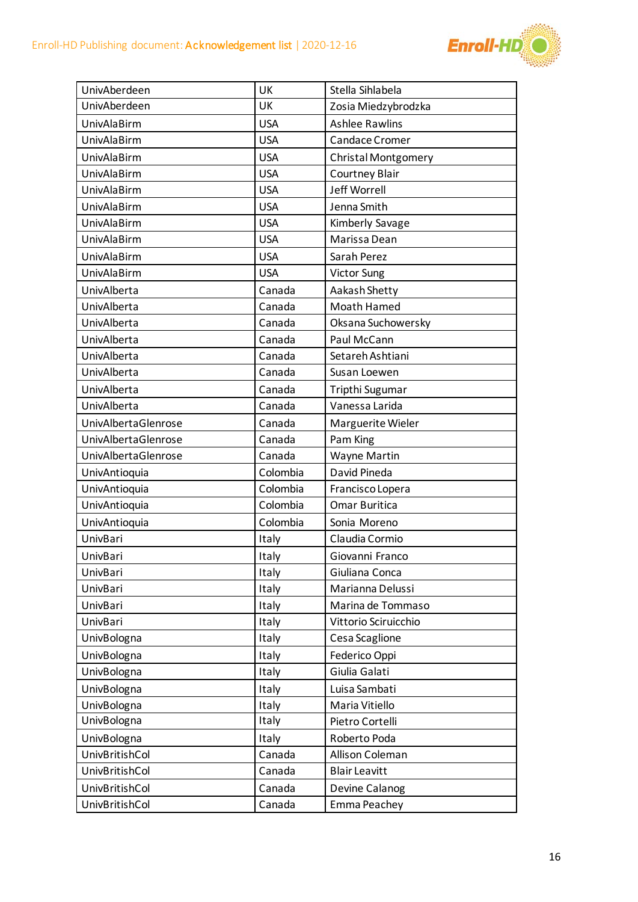| UnivAberdeen | UK | Stella Sihlabela |
|---|---|---|
| UnivAberdeen | UK | Zosia Miedzybrodzka |
| UnivAlaBirm | USA | Ashlee Rawlins |
| UnivAlaBirm | USA | Candace Cromer |
| UnivAlaBirm | USA | Christal Montgomery |
| UnivAlaBirm | USA | Courtney Blair |
| UnivAlaBirm | USA | Jeff Worrell |
| UnivAlaBirm | USA | Jenna Smith |
| UnivAlaBirm | USA | Kimberly Savage |
| UnivAlaBirm | USA | Marissa Dean |
| UnivAlaBirm | USA | Sarah Perez |
| UnivAlaBirm | USA | Victor Sung |
| UnivAlberta | Canada | Aakash Shetty |
| UnivAlberta | Canada | Moath Hamed |
| UnivAlberta | Canada | Oksana Suchowersky |
| UnivAlberta | Canada | Paul McCann |
| UnivAlberta | Canada | Setareh Ashtiani |
| UnivAlberta | Canada | Susan Loewen |
| UnivAlberta | Canada | Tripthi Sugumar |
| UnivAlberta | Canada | Vanessa Larida |
| UnivAlbertaGlenrose | Canada | Marguerite Wieler |
| UnivAlbertaGlenrose | Canada | Pam King |
| UnivAlbertaGlenrose | Canada | Wayne Martin |
| UnivAntioquia | Colombia | David Pineda |
| UnivAntioquia | Colombia | Francisco Lopera |
| UnivAntioquia | Colombia | Omar Buritica |
| UnivAntioquia | Colombia | Sonia Moreno |
| UnivBari | Italy | Claudia Cormio |
| UnivBari | Italy | Giovanni Franco |
| UnivBari | Italy | Giuliana Conca |
| UnivBari | Italy | Marianna Delussi |
| UnivBari | Italy | Marina de Tommaso |
| UnivBari | Italy | Vittorio Sciruicchio |
| UnivBologna | Italy | Cesa Scaglione |
| UnivBologna | Italy | Federico Oppi |
| UnivBologna | Italy | Giulia Galati |
| UnivBologna | Italy | Luisa Sambati |
| UnivBologna | Italy | Maria Vitiello |
| UnivBologna | Italy | Pietro Cortelli |
| UnivBologna | Italy | Roberto Poda |
| UnivBritishCol | Canada | Allison Coleman |
| UnivBritishCol | Canada | Blair Leavitt |
| UnivBritishCol | Canada | Devine Calanog |
| UnivBritishCol | Canada | Emma Peachey |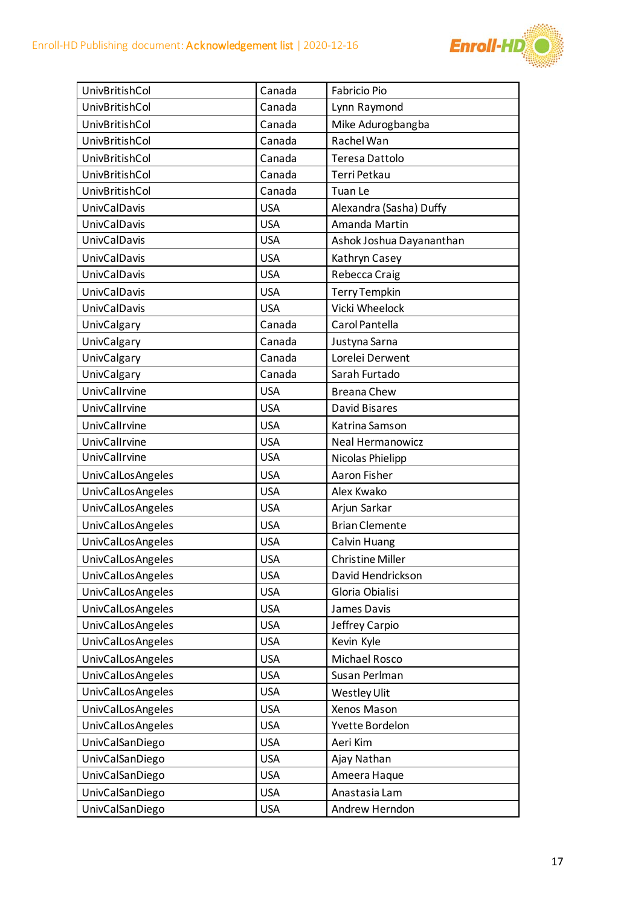| UnivBritishCol | Canada | Fabricio Pio |
|---|---|---|
| UnivBritishCol | Canada | Lynn Raymond |
| UnivBritishCol | Canada | Mike Adurogbangba |
| UnivBritishCol | Canada | Rachel Wan |
| UnivBritishCol | Canada | Teresa Dattolo |
| UnivBritishCol | Canada | Terri Petkau |
| UnivBritishCol | Canada | Tuan Le |
| UnivCalDavis | USA | Alexandra (Sasha) Duffy |
| UnivCalDavis | USA | Amanda Martin |
| UnivCalDavis | USA | Ashok Joshua Dayananthan |
| UnivCalDavis | USA | Kathryn Casey |
| UnivCalDavis | USA | Rebecca Craig |
| UnivCalDavis | USA | Terry Tempkin |
| UnivCalDavis | USA | Vicki Wheelock |
| UnivCalgary | Canada | Carol Pantella |
| UnivCalgary | Canada | Justyna Sarna |
| UnivCalgary | Canada | Lorelei Derwent |
| UnivCalgary | Canada | Sarah Furtado |
| UnivCalIrvine | USA | Breana Chew |
| UnivCalIrvine | USA | David Bisares |
| UnivCalIrvine | USA | Katrina Samson |
| UnivCalIrvine | USA | Neal Hermanowicz |
| UnivCalIrvine | USA | Nicolas Phielipp |
| UnivCalLosAngeles | USA | Aaron Fisher |
| UnivCalLosAngeles | USA | Alex Kwako |
| UnivCalLosAngeles | USA | Arjun Sarkar |
| UnivCalLosAngeles | USA | Brian Clemente |
| UnivCalLosAngeles | USA | Calvin Huang |
| UnivCalLosAngeles | USA | Christine Miller |
| UnivCalLosAngeles | USA | David Hendrickson |
| UnivCalLosAngeles | USA | Gloria Obialisi |
| UnivCalLosAngeles | USA | James Davis |
| UnivCalLosAngeles | USA | Jeffrey Carpio |
| UnivCalLosAngeles | USA | Kevin Kyle |
| UnivCalLosAngeles | USA | Michael Rosco |
| UnivCalLosAngeles | USA | Susan Perlman |
| UnivCalLosAngeles | USA | Westley Ulit |
| UnivCalLosAngeles | USA | Xenos Mason |
| UnivCalLosAngeles | USA | Yvette Bordelon |
| UnivCalSanDiego | USA | Aeri Kim |
| UnivCalSanDiego | USA | Ajay Nathan |
| UnivCalSanDiego | USA | Ameera Haque |
| UnivCalSanDiego | USA | Anastasia Lam |
| UnivCalSanDiego | USA | Andrew Herndon |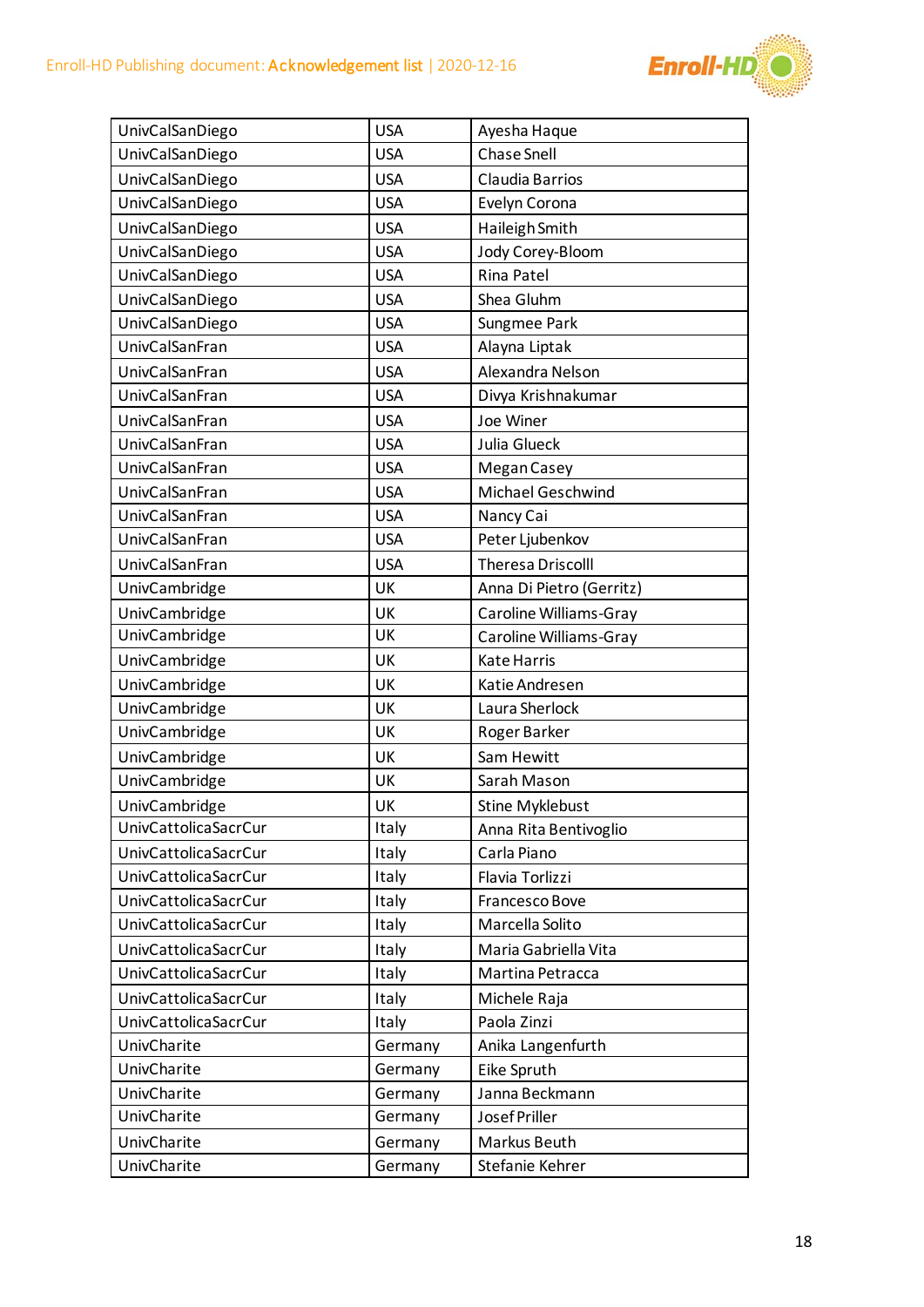| UnivCalSanDiego | USA | Ayesha Haque |
|---|---|---|
| UnivCalSanDiego | USA | Chase Snell |
| UnivCalSanDiego | USA | Claudia Barrios |
| UnivCalSanDiego | USA | Evelyn Corona |
| UnivCalSanDiego | USA | Haileigh Smith |
| UnivCalSanDiego | USA | Jody Corey-Bloom |
| UnivCalSanDiego | USA | Rina Patel |
| UnivCalSanDiego | USA | Shea Gluhm |
| UnivCalSanDiego | USA | Sungmee Park |
| UnivCalSanFran | USA | Alayna Liptak |
| UnivCalSanFran | USA | Alexandra Nelson |
| UnivCalSanFran | USA | Divya Krishnakumar |
| UnivCalSanFran | USA | Joe Winer |
| UnivCalSanFran | USA | Julia Glueck |
| UnivCalSanFran | USA | Megan Casey |
| UnivCalSanFran | USA | Michael Geschwind |
| UnivCalSanFran | USA | Nancy Cai |
| UnivCalSanFran | USA | Peter Ljubenkov |
| UnivCalSanFran | USA | Theresa Driscolll |
| UnivCambridge | UK | Anna Di Pietro (Gerritz) |
| UnivCambridge | UK | Caroline Williams-Gray |
| UnivCambridge | UK | Caroline Williams-Gray |
| UnivCambridge | UK | Kate Harris |
| UnivCambridge | UK | Katie Andresen |
| UnivCambridge | UK | Laura Sherlock |
| UnivCambridge | UK | Roger Barker |
| UnivCambridge | UK | Sam Hewitt |
| UnivCambridge | UK | Sarah Mason |
| UnivCambridge | UK | Stine Myklebust |
| UnivCattolicaSacrCur | Italy | Anna Rita Bentivoglio |
| UnivCattolicaSacrCur | Italy | Carla Piano |
| UnivCattolicaSacrCur | Italy | Flavia Torlizzi |
| UnivCattolicaSacrCur | Italy | Francesco Bove |
| UnivCattolicaSacrCur | Italy | Marcella Solito |
| UnivCattolicaSacrCur | Italy | Maria Gabriella Vita |
| UnivCattolicaSacrCur | Italy | Martina Petracca |
| UnivCattolicaSacrCur | Italy | Michele Raja |
| UnivCattolicaSacrCur | Italy | Paola Zinzi |
| UnivCharite | Germany | Anika Langenfurth |
| UnivCharite | Germany | Eike Spruth |
| UnivCharite | Germany | Janna Beckmann |
| UnivCharite | Germany | Josef Priller |
| UnivCharite | Germany | Markus Beuth |
| UnivCharite | Germany | Stefanie Kehrer |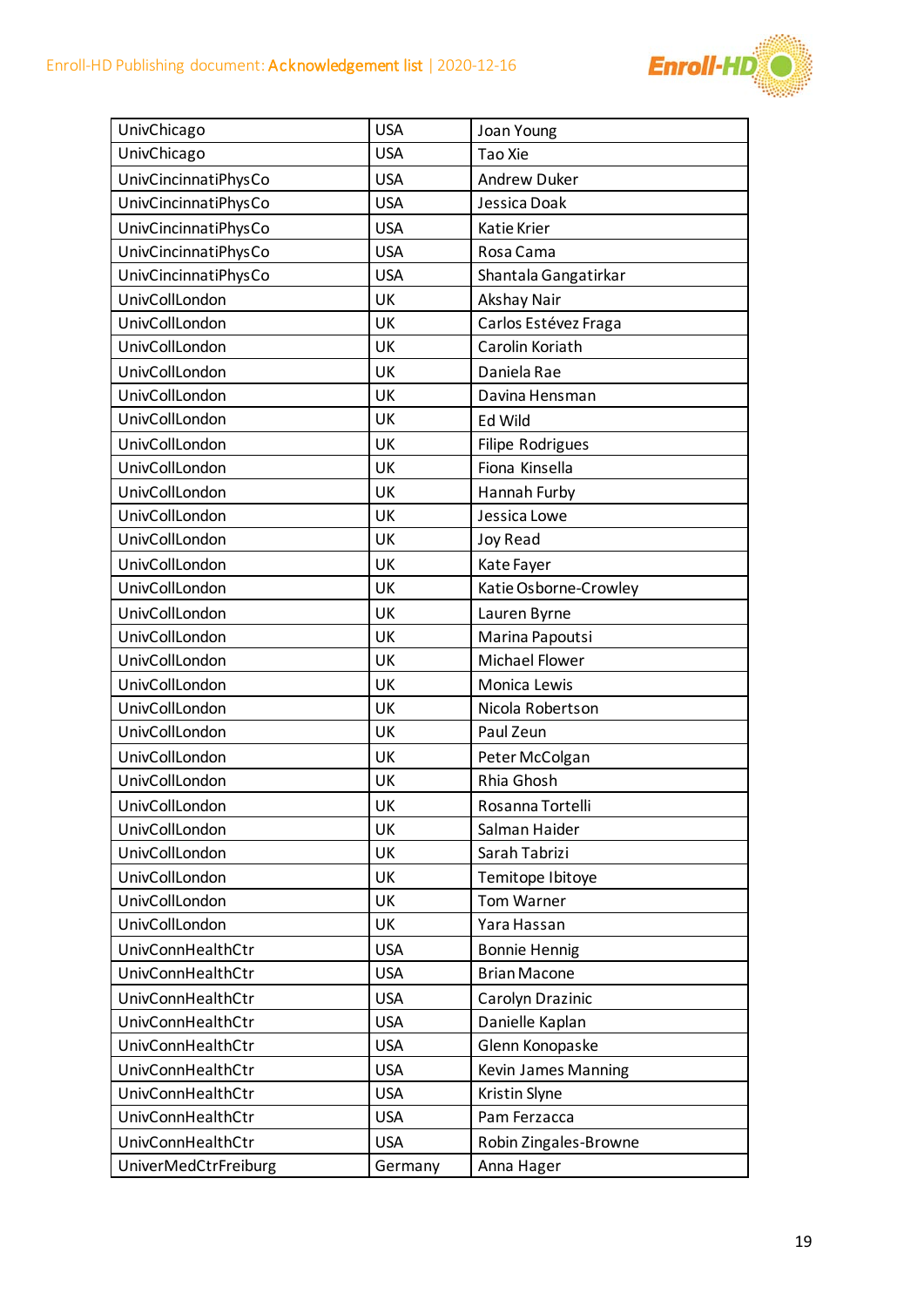| UnivChicago | USA | Joan Young |
|---|---|---|
| UnivChicago | USA | Tao Xie |
| UnivCincinnatiPhysCo | USA | Andrew Duker |
| UnivCincinnatiPhysCo | USA | Jessica Doak |
| UnivCincinnatiPhysCo | USA | Katie Krier |
| UnivCincinnatiPhysCo | USA | Rosa Cama |
| UnivCincinnatiPhysCo | USA | Shantala Gangatirkar |
| UnivCollLondon | UK | Akshay Nair |
| UnivCollLondon | UK | Carlos Estévez Fraga |
| UnivCollLondon | UK | Carolin Koriath |
| UnivCollLondon | UK | Daniela Rae |
| UnivCollLondon | UK | Davina Hensman |
| UnivCollLondon | UK | Ed Wild |
| UnivCollLondon | UK | Filipe Rodrigues |
| UnivCollLondon | UK | Fiona Kinsella |
| UnivCollLondon | UK | Hannah Furby |
| UnivCollLondon | UK | Jessica Lowe |
| UnivCollLondon | UK | Joy Read |
| UnivCollLondon | UK | Kate Fayer |
| UnivCollLondon | UK | Katie Osborne-Crowley |
| UnivCollLondon | UK | Lauren Byrne |
| UnivCollLondon | UK | Marina Papoutsi |
| UnivCollLondon | UK | Michael Flower |
| UnivCollLondon | UK | Monica Lewis |
| UnivCollLondon | UK | Nicola Robertson |
| UnivCollLondon | UK | Paul Zeun |
| UnivCollLondon | UK | Peter McColgan |
| UnivCollLondon | UK | Rhia Ghosh |
| UnivCollLondon | UK | Rosanna Tortelli |
| UnivCollLondon | UK | Salman Haider |
| UnivCollLondon | UK | Sarah Tabrizi |
| UnivCollLondon | UK | Temitope Ibitoye |
| UnivCollLondon | UK | Tom Warner |
| UnivCollLondon | UK | Yara Hassan |
| UnivConnHealthCtr | USA | Bonnie Hennig |
| UnivConnHealthCtr | USA | Brian Macone |
| UnivConnHealthCtr | USA | Carolyn Drazinic |
| UnivConnHealthCtr | USA | Danielle Kaplan |
| UnivConnHealthCtr | USA | Glenn Konopaske |
| UnivConnHealthCtr | USA | Kevin James Manning |
| UnivConnHealthCtr | USA | Kristin Slyne |
| UnivConnHealthCtr | USA | Pam Ferzacca |
| UnivConnHealthCtr | USA | Robin Zingales-Browne |
| UniverMedCtrFreiburg | Germany | Anna Hager |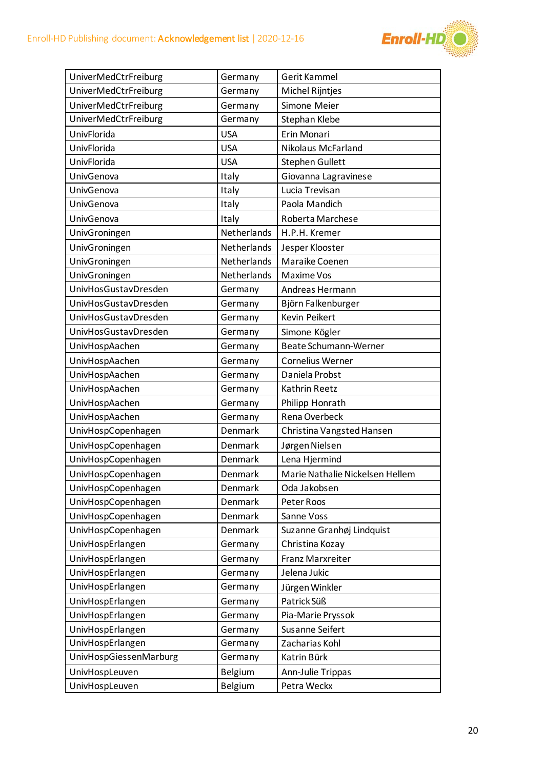| UniverMedCtrFreiburg | Germany | Gerit Kammel |
|---|---|---|
| UniverMedCtrFreiburg | Germany | Michel Rijntjes |
| UniverMedCtrFreiburg | Germany | Simone Meier |
| UniverMedCtrFreiburg | Germany | Stephan Klebe |
| UnivFlorida | USA | Erin Monari |
| UnivFlorida | USA | Nikolaus McFarland |
| UnivFlorida | USA | Stephen Gullett |
| UnivGenova | Italy | Giovanna Lagravinese |
| UnivGenova | Italy | Lucia Trevisan |
| UnivGenova | Italy | Paola Mandich |
| UnivGenova | Italy | Roberta Marchese |
| UnivGroningen | Netherlands | H.P.H. Kremer |
| UnivGroningen | Netherlands | Jesper Klooster |
| UnivGroningen | Netherlands | Maraike Coenen |
| UnivGroningen | Netherlands | Maxime Vos |
| UnivHosGustavDresden | Germany | Andreas Hermann |
| UnivHosGustavDresden | Germany | Björn Falkenburger |
| UnivHosGustavDresden | Germany | Kevin Peikert |
| UnivHosGustavDresden | Germany | Simone Kögler |
| UnivHospAachen | Germany | Beate Schumann-Werner |
| UnivHospAachen | Germany | Cornelius Werner |
| UnivHospAachen | Germany | Daniela Probst |
| UnivHospAachen | Germany | Kathrin Reetz |
| UnivHospAachen | Germany | Philipp Honrath |
| UnivHospAachen | Germany | Rena Overbeck |
| UnivHospCopenhagen | Denmark | Christina Vangsted Hansen |
| UnivHospCopenhagen | Denmark | Jørgen Nielsen |
| UnivHospCopenhagen | Denmark | Lena Hjermind |
| UnivHospCopenhagen | Denmark | Marie Nathalie Nickelsen Hellem |
| UnivHospCopenhagen | Denmark | Oda Jakobsen |
| UnivHospCopenhagen | Denmark | Peter Roos |
| UnivHospCopenhagen | Denmark | Sanne Voss |
| UnivHospCopenhagen | Denmark | Suzanne Granhøj Lindquist |
| UnivHospErlangen | Germany | Christina Kozay |
| UnivHospErlangen | Germany | Franz Marxreiter |
| UnivHospErlangen | Germany | Jelena Jukic |
| UnivHospErlangen | Germany | Jürgen Winkler |
| UnivHospErlangen | Germany | Patrick Süß |
| UnivHospErlangen | Germany | Pia-Marie Pryssok |
| UnivHospErlangen | Germany | Susanne Seifert |
| UnivHospErlangen | Germany | Zacharias Kohl |
| UnivHospGiessenMarburg | Germany | Katrin Bürk |
| UnivHospLeuven | Belgium | Ann-Julie Trippas |
| UnivHospLeuven | Belgium | Petra Weckx |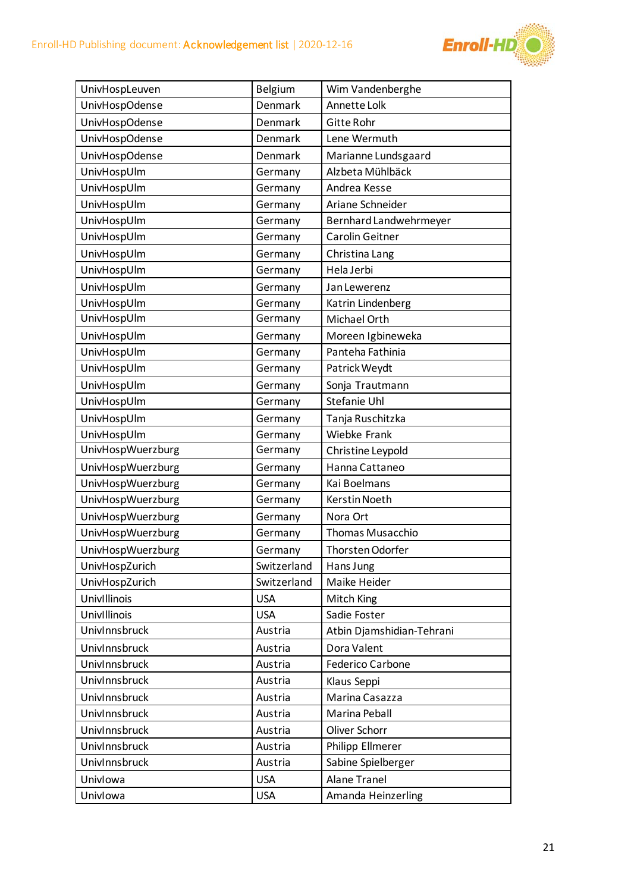| UnivHospLeuven | Belgium | Wim Vandenberghe |
|---|---|---|
| UnivHospOdense | Denmark | Annette Lolk |
| UnivHospOdense | Denmark | Gitte Rohr |
| UnivHospOdense | Denmark | Lene Wermuth |
| UnivHospOdense | Denmark | Marianne Lundsgaard |
| UnivHospUlm | Germany | Alzbeta Mühlbäck |
| UnivHospUlm | Germany | Andrea Kesse |
| UnivHospUlm | Germany | Ariane Schneider |
| UnivHospUlm | Germany | Bernhard Landwehrmeyer |
| UnivHospUlm | Germany | Carolin Geitner |
| UnivHospUlm | Germany | Christina Lang |
| UnivHospUlm | Germany | Hela Jerbi |
| UnivHospUlm | Germany | Jan Lewerenz |
| UnivHospUlm | Germany | Katrin Lindenberg |
| UnivHospUlm | Germany | Michael Orth |
| UnivHospUlm | Germany | Moreen Igbineweka |
| UnivHospUlm | Germany | Panteha Fathinia |
| UnivHospUlm | Germany | Patrick Weydt |
| UnivHospUlm | Germany | Sonja Trautmann |
| UnivHospUlm | Germany | Stefanie Uhl |
| UnivHospUlm | Germany | Tanja Ruschitzka |
| UnivHospUlm | Germany | Wiebke Frank |
| UnivHospWuerzburg | Germany | Christine Leypold |
| UnivHospWuerzburg | Germany | Hanna Cattaneo |
| UnivHospWuerzburg | Germany | Kai Boelmans |
| UnivHospWuerzburg | Germany | Kerstin Noeth |
| UnivHospWuerzburg | Germany | Nora Ort |
| UnivHospWuerzburg | Germany | Thomas Musacchio |
| UnivHospWuerzburg | Germany | Thorsten Odorfer |
| UnivHospZurich | Switzerland | Hans Jung |
| UnivHospZurich | Switzerland | Maike Heider |
| UnivIllinois | USA | Mitch King |
| UnivIllinois | USA | Sadie Foster |
| UnivInnsbruck | Austria | Atbin Djamshidian-Tehrani |
| UnivInnsbruck | Austria | Dora Valent |
| UnivInnsbruck | Austria | Federico Carbone |
| UnivInnsbruck | Austria | Klaus Seppi |
| UnivInnsbruck | Austria | Marina Casazza |
| UnivInnsbruck | Austria | Marina Peball |
| UnivInnsbruck | Austria | Oliver Schorr |
| UnivInnsbruck | Austria | Philipp Ellmerer |
| UnivInnsbruck | Austria | Sabine Spielberger |
| UnivIowa | USA | Alane Tranel |
| UnivIowa | USA | Amanda Heinzerling |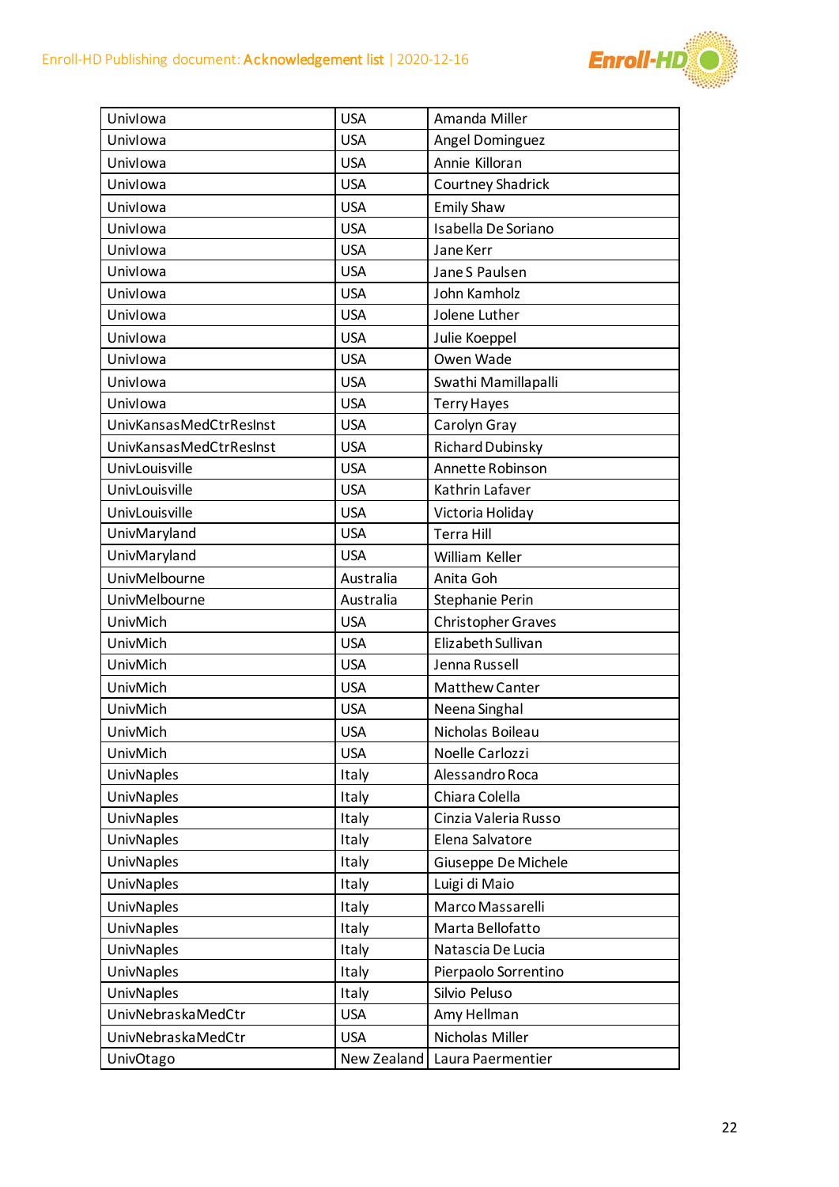| UnivIowa | USA | Amanda Miller |
|---|---|---|
| UnivIowa | USA | Angel Dominguez |
| UnivIowa | USA | Annie Killoran |
| UnivIowa | USA | Courtney Shadrick |
| UnivIowa | USA | Emily Shaw |
| UnivIowa | USA | Isabella De Soriano |
| UnivIowa | USA | Jane Kerr |
| UnivIowa | USA | Jane S Paulsen |
| UnivIowa | USA | John Kamholz |
| UnivIowa | USA | Jolene Luther |
| UnivIowa | USA | Julie Koeppel |
| UnivIowa | USA | Owen Wade |
| UnivIowa | USA | Swathi Mamillapalli |
| UnivIowa | USA | Terry Hayes |
| UnivKansasMedCtrResInst | USA | Carolyn Gray |
| UnivKansasMedCtrResInst | USA | Richard Dubinsky |
| UnivLouisville | USA | Annette Robinson |
| UnivLouisville | USA | Kathrin Lafaver |
| UnivLouisville | USA | Victoria Holiday |
| UnivMaryland | USA | Terra Hill |
| UnivMaryland | USA | William Keller |
| UnivMelbourne | Australia | Anita Goh |
| UnivMelbourne | Australia | Stephanie Perin |
| UnivMich | USA | Christopher Graves |
| UnivMich | USA | Elizabeth Sullivan |
| UnivMich | USA | Jenna Russell |
| UnivMich | USA | Matthew Canter |
| UnivMich | USA | Neena Singhal |
| UnivMich | USA | Nicholas Boileau |
| UnivMich | USA | Noelle Carlozzi |
| UnivNaples | Italy | Alessandro Roca |
| UnivNaples | Italy | Chiara Colella |
| UnivNaples | Italy | Cinzia Valeria Russo |
| UnivNaples | Italy | Elena Salvatore |
| UnivNaples | Italy | Giuseppe De Michele |
| UnivNaples | Italy | Luigi di Maio |
| UnivNaples | Italy | Marco Massarelli |
| UnivNaples | Italy | Marta Bellofatto |
| UnivNaples | Italy | Natascia De Lucia |
| UnivNaples | Italy | Pierpaolo Sorrentino |
| UnivNaples | Italy | Silvio Peluso |
| UnivNebraskaMedCtr | USA | Amy Hellman |
| UnivNebraskaMedCtr | USA | Nicholas Miller |
| UnivOtago | New Zealand | Laura Paermentier |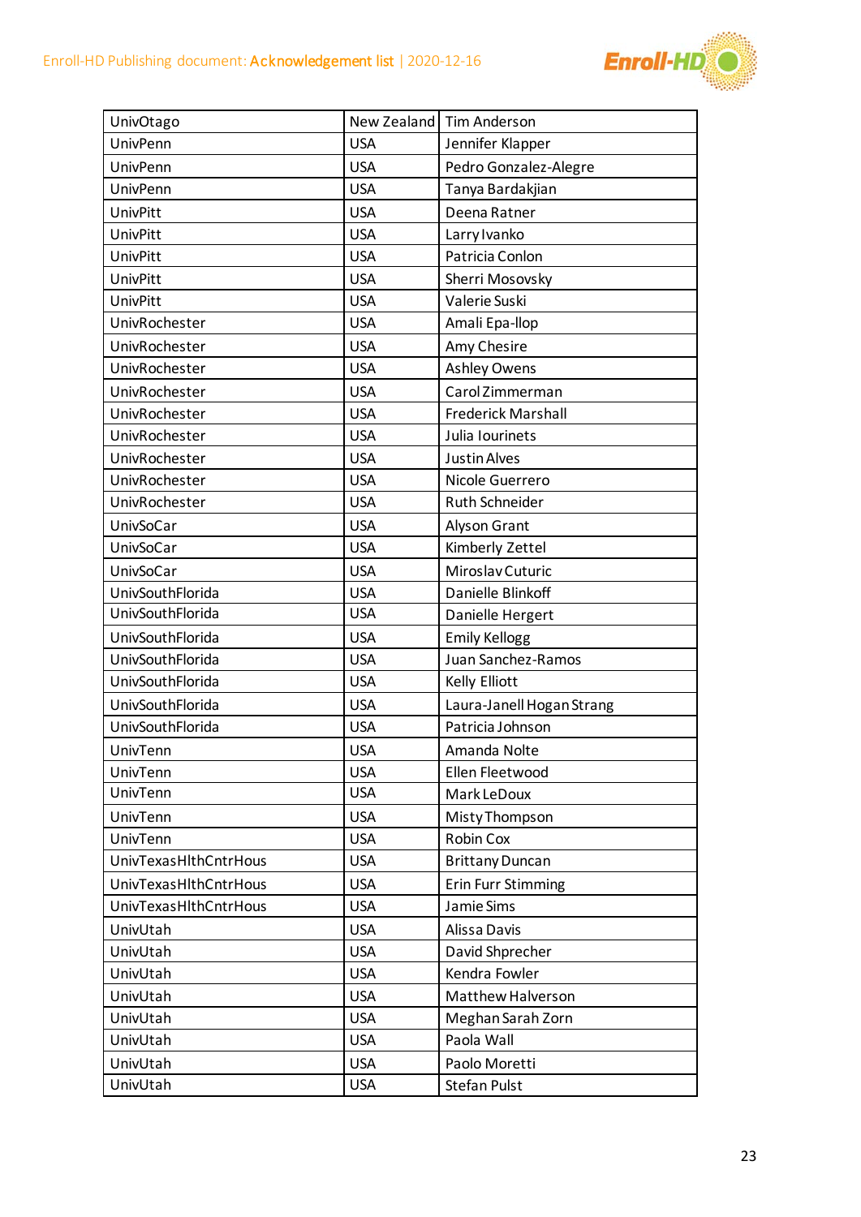| UnivOtago | New Zealand | Tim Anderson |
|---|---|---|
| UnivPenn | USA | Jennifer Klapper |
| UnivPenn | USA | Pedro Gonzalez-Alegre |
| UnivPenn | USA | Tanya Bardakjian |
| UnivPitt | USA | Deena Ratner |
| UnivPitt | USA | Larry Ivanko |
| UnivPitt | USA | Patricia Conlon |
| UnivPitt | USA | Sherri Mosovsky |
| UnivPitt | USA | Valerie Suski |
| UnivRochester | USA | Amali Epa-llop |
| UnivRochester | USA | Amy Chesire |
| UnivRochester | USA | Ashley Owens |
| UnivRochester | USA | Carol Zimmerman |
| UnivRochester | USA | Frederick Marshall |
| UnivRochester | USA | Julia Iourinets |
| UnivRochester | USA | Justin Alves |
| UnivRochester | USA | Nicole Guerrero |
| UnivRochester | USA | Ruth Schneider |
| UnivSoCar | USA | Alyson Grant |
| UnivSoCar | USA | Kimberly Zettel |
| UnivSoCar | USA | Miroslav Cuturic |
| UnivSouthFlorida | USA | Danielle Blinkoff |
| UnivSouthFlorida | USA | Danielle Hergert |
| UnivSouthFlorida | USA | Emily Kellogg |
| UnivSouthFlorida | USA | Juan Sanchez-Ramos |
| UnivSouthFlorida | USA | Kelly Elliott |
| UnivSouthFlorida | USA | Laura-Janell Hogan Strang |
| UnivSouthFlorida | USA | Patricia Johnson |
| UnivTenn | USA | Amanda Nolte |
| UnivTenn | USA | Ellen Fleetwood |
| UnivTenn | USA | Mark LeDoux |
| UnivTenn | USA | Misty Thompson |
| UnivTenn | USA | Robin Cox |
| UnivTexasHlthCntrHous | USA | Brittany Duncan |
| UnivTexasHlthCntrHous | USA | Erin Furr Stimming |
| UnivTexasHlthCntrHous | USA | Jamie Sims |
| UnivUtah | USA | Alissa Davis |
| UnivUtah | USA | David Shprecher |
| UnivUtah | USA | Kendra Fowler |
| UnivUtah | USA | Matthew Halverson |
| UnivUtah | USA | Meghan Sarah Zorn |
| UnivUtah | USA | Paola Wall |
| UnivUtah | USA | Paolo Moretti |
| UnivUtah | USA | Stefan Pulst |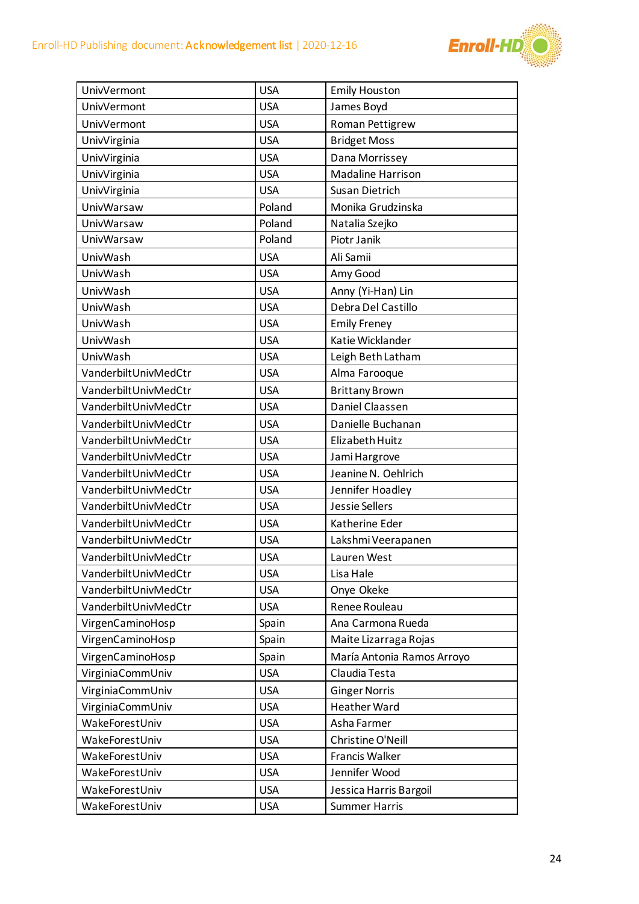| UnivVermont | USA | Emily Houston |
|---|---|---|
| UnivVermont | USA | James Boyd |
| UnivVermont | USA | Roman Pettigrew |
| UnivVirginia | USA | Bridget Moss |
| UnivVirginia | USA | Dana Morrissey |
| UnivVirginia | USA | Madaline Harrison |
| UnivVirginia | USA | Susan Dietrich |
| UnivWarsaw | Poland | Monika Grudzinska |
| UnivWarsaw | Poland | Natalia Szejko |
| UnivWarsaw | Poland | Piotr Janik |
| UnivWash | USA | Ali Samii |
| UnivWash | USA | Amy Good |
| UnivWash | USA | Anny (Yi-Han) Lin |
| UnivWash | USA | Debra Del Castillo |
| UnivWash | USA | Emily Freney |
| UnivWash | USA | Katie Wicklander |
| UnivWash | USA | Leigh Beth Latham |
| VanderbiltUnivMedCtr | USA | Alma Farooque |
| VanderbiltUnivMedCtr | USA | Brittany Brown |
| VanderbiltUnivMedCtr | USA | Daniel Claassen |
| VanderbiltUnivMedCtr | USA | Danielle Buchanan |
| VanderbiltUnivMedCtr | USA | Elizabeth Huitz |
| VanderbiltUnivMedCtr | USA | Jami Hargrove |
| VanderbiltUnivMedCtr | USA | Jeanine N. Oehlrich |
| VanderbiltUnivMedCtr | USA | Jennifer Hoadley |
| VanderbiltUnivMedCtr | USA | Jessie Sellers |
| VanderbiltUnivMedCtr | USA | Katherine Eder |
| VanderbiltUnivMedCtr | USA | Lakshmi Veerapanen |
| VanderbiltUnivMedCtr | USA | Lauren West |
| VanderbiltUnivMedCtr | USA | Lisa Hale |
| VanderbiltUnivMedCtr | USA | Onye Okeke |
| VanderbiltUnivMedCtr | USA | Renee Rouleau |
| VirgenCaminoHosp | Spain | Ana Carmona Rueda |
| VirgenCaminoHosp | Spain | Maite Lizarraga Rojas |
| VirgenCaminoHosp | Spain | María Antonia Ramos Arroyo |
| VirginiaCommUniv | USA | Claudia Testa |
| VirginiaCommUniv | USA | Ginger Norris |
| VirginiaCommUniv | USA | Heather Ward |
| WakeForestUniv | USA | Asha Farmer |
| WakeForestUniv | USA | Christine O'Neill |
| WakeForestUniv | USA | Francis Walker |
| WakeForestUniv | USA | Jennifer Wood |
| WakeForestUniv | USA | Jessica Harris Bargoil |
| WakeForestUniv | USA | Summer Harris |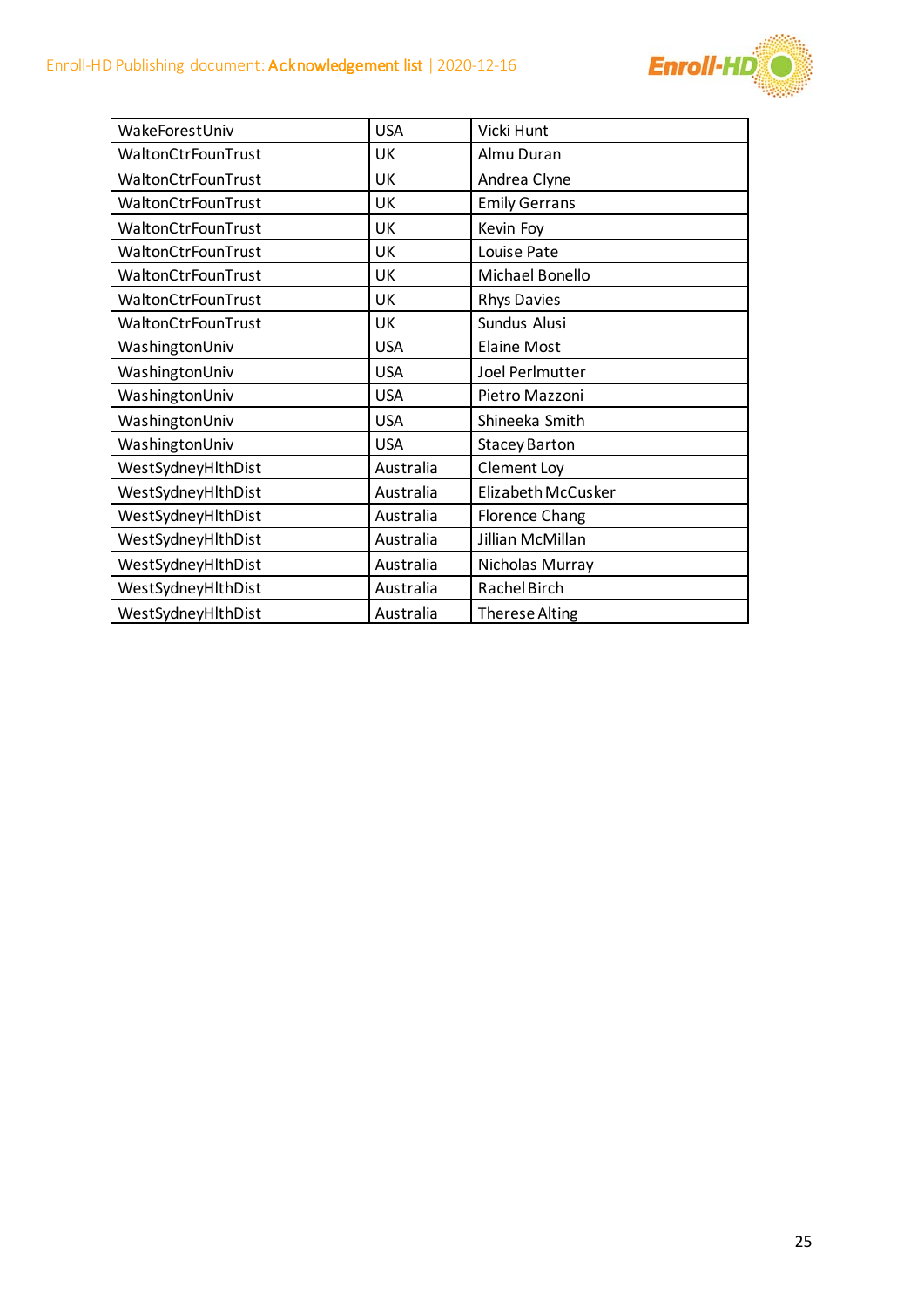| | | |
|---|---|---|
| WakeForestUniv | USA | Vicki Hunt |
| WaltonCtrFounTrust | UK | Almu Duran |
| WaltonCtrFounTrust | UK | Andrea Clyne |
| WaltonCtrFounTrust | UK | Emily Gerrans |
| WaltonCtrFounTrust | UK | Kevin Foy |
| WaltonCtrFounTrust | UK | Louise Pate |
| WaltonCtrFounTrust | UK | Michael Bonello |
| WaltonCtrFounTrust | UK | Rhys Davies |
| WaltonCtrFounTrust | UK | Sundus Alusi |
| WashingtonUniv | USA | Elaine Most |
| WashingtonUniv | USA | Joel Perlmutter |
| WashingtonUniv | USA | Pietro Mazzoni |
| WashingtonUniv | USA | Shineeka Smith |
| WashingtonUniv | USA | Stacey Barton |
| WestSydneyHlthDist | Australia | Clement Loy |
| WestSydneyHlthDist | Australia | Elizabeth McCusker |
| WestSydneyHlthDist | Australia | Florence Chang |
| WestSydneyHlthDist | Australia | Jillian McMillan |
| WestSydneyHlthDist | Australia | Nicholas Murray |
| WestSydneyHlthDist | Australia | Rachel Birch |
| WestSydneyHlthDist | Australia | Therese Alting |